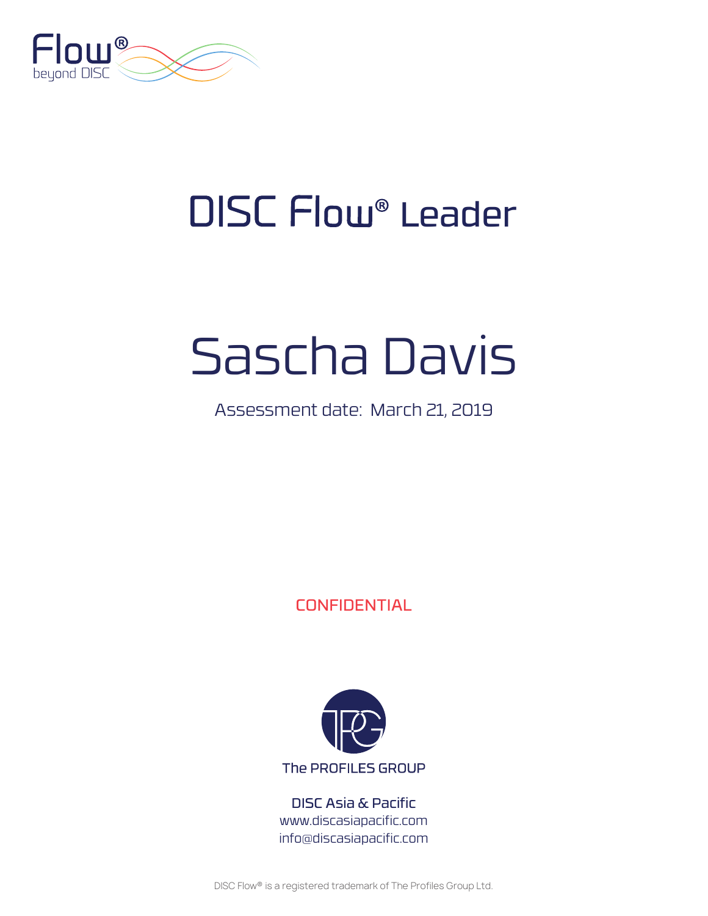Flow®
beyond DISC

# DISC Flow® Leader

# Sascha Davis

Assessment date: March 21, 2019

CONFIDENTIAL

The PROFILES GROUP

DISC Asia & Pacific
www.discasiapacific.com
info@discasiapacific.com

DISC Flow® is a registered trademark of The Profiles Group Ltd.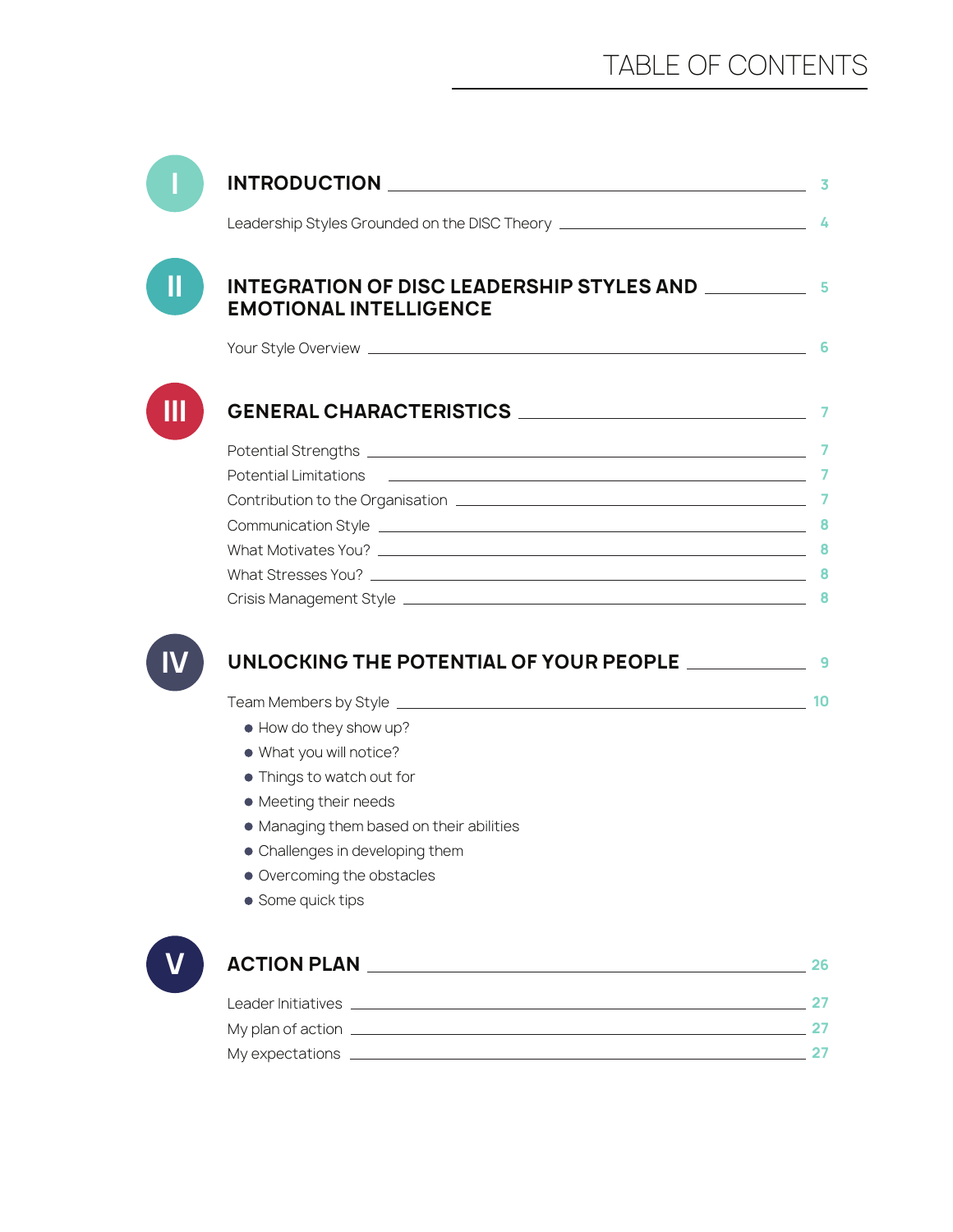# TABLE OF CONTENTS

**I** **INTRODUCTION** — 3

Leadership Styles Grounded on the DISC Theory — 4

**II** **INTEGRATION OF DISC LEADERSHIP STYLES AND EMOTIONAL INTELLIGENCE** — 5

Your Style Overview — 6

**III** **GENERAL CHARACTERISTICS** — 7

Potential Strengths — 7

Potential Limitations — 7

Contribution to the Organisation — 7

Communication Style — 8

What Motivates You? — 8

What Stresses You? — 8

Crisis Management Style — 8

**IV** **UNLOCKING THE POTENTIAL OF YOUR PEOPLE** — 9

Team Members by Style — 10

- How do they show up?
- What you will notice?
- Things to watch out for
- Meeting their needs
- Managing them based on their abilities
- Challenges in developing them
- Overcoming the obstacles
- Some quick tips

**V** **ACTION PLAN** — 26

Leader Initiatives — 27

My plan of action — 27

My expectations — 27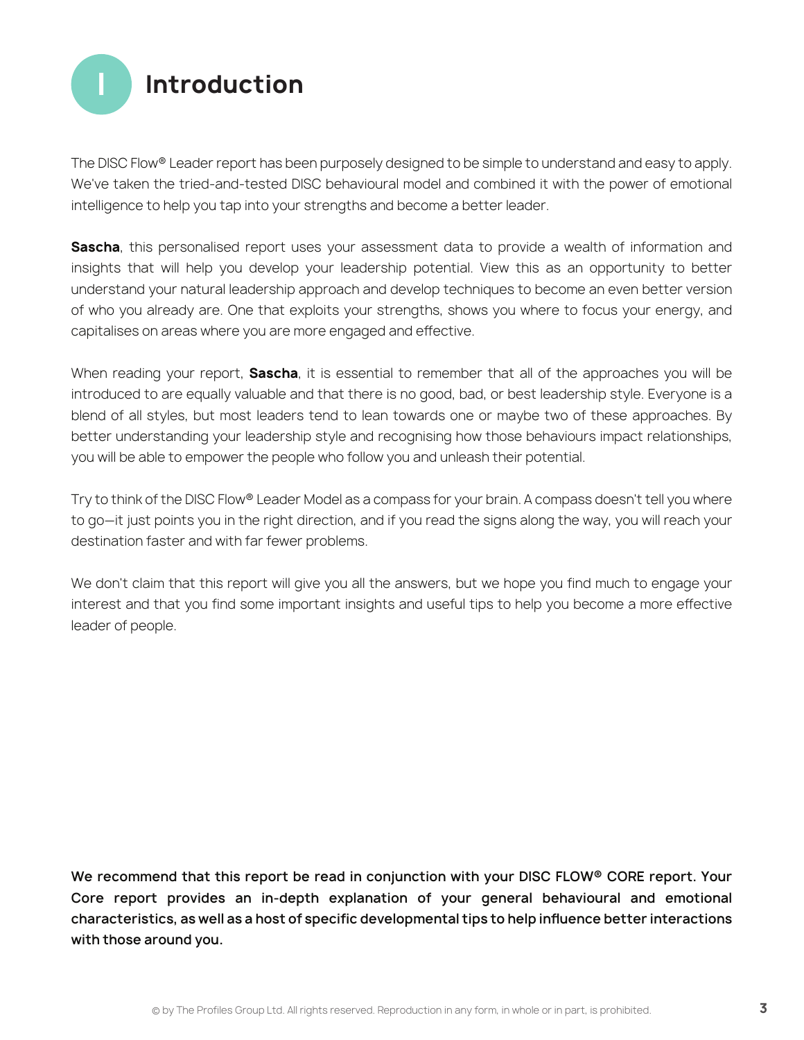# I Introduction

The DISC Flow® Leader report has been purposely designed to be simple to understand and easy to apply. We've taken the tried-and-tested DISC behavioural model and combined it with the power of emotional intelligence to help you tap into your strengths and become a better leader.

**Sascha**, this personalised report uses your assessment data to provide a wealth of information and insights that will help you develop your leadership potential. View this as an opportunity to better understand your natural leadership approach and develop techniques to become an even better version of who you already are. One that exploits your strengths, shows you where to focus your energy, and capitalises on areas where you are more engaged and effective.

When reading your report, **Sascha**, it is essential to remember that all of the approaches you will be introduced to are equally valuable and that there is no good, bad, or best leadership style. Everyone is a blend of all styles, but most leaders tend to lean towards one or maybe two of these approaches. By better understanding your leadership style and recognising how those behaviours impact relationships, you will be able to empower the people who follow you and unleash their potential.

Try to think of the DISC Flow® Leader Model as a compass for your brain. A compass doesn't tell you where to go—it just points you in the right direction, and if you read the signs along the way, you will reach your destination faster and with far fewer problems.

We don't claim that this report will give you all the answers, but we hope you find much to engage your interest and that you find some important insights and useful tips to help you become a more effective leader of people.

**We recommend that this report be read in conjunction with your DISC FLOW® CORE report. Your Core report provides an in-depth explanation of your general behavioural and emotional characteristics, as well as a host of specific developmental tips to help influence better interactions with those around you.**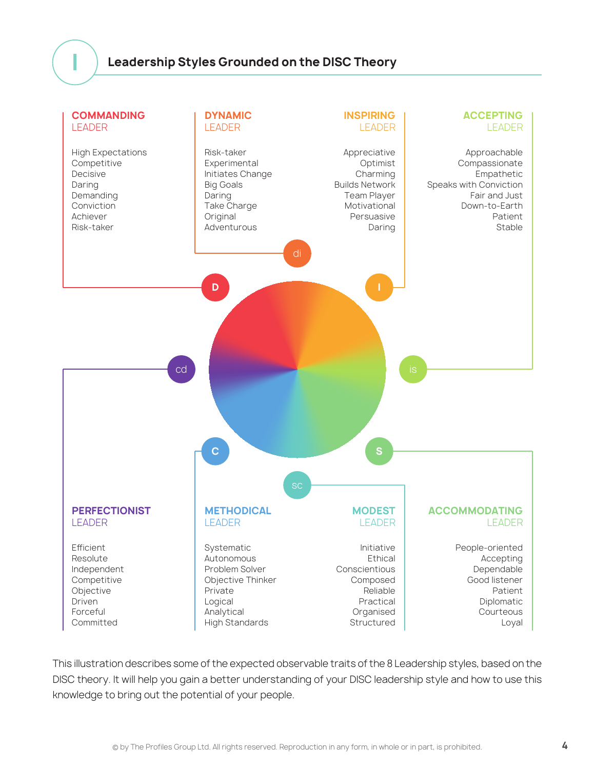# Leadership Styles Grounded on the DISC Theory

### COMMANDING LEADER (D)

- High Expectations
- Competitive
- Decisive
- Daring
- Demanding
- Conviction
- Achiever
- Risk-taker

### DYNAMIC LEADER (di)

- Risk-taker
- Experimental
- Initiates Change
- Big Goals
- Daring
- Take Charge
- Original
- Adventurous

### INSPIRING LEADER (I)

- Appreciative
- Optimist
- Charming
- Builds Network
- Team Player
- Motivational
- Persuasive
- Daring

### ACCEPTING LEADER (is)

- Approachable
- Compassionate
- Empathetic
- Speaks with Conviction
- Fair and Just
- Down-to-Earth
- Patient
- Stable

### PERFECTIONIST LEADER (cd)

- Efficient
- Resolute
- Independent
- Competitive
- Objective
- Driven
- Forceful
- Committed

### METHODICAL LEADER (C)

- Systematic
- Autonomous
- Problem Solver
- Objective Thinker
- Private
- Logical
- Analytical
- High Standards

### MODEST LEADER (sc)

- Initiative
- Ethical
- Conscientious
- Composed
- Reliable
- Practical
- Organised
- Structured

### ACCOMMODATING LEADER (S)

- People-oriented
- Accepting
- Dependable
- Good listener
- Patient
- Diplomatic
- Courteous
- Loyal

This illustration describes some of the expected observable traits of the 8 Leadership styles, based on the DISC theory. It will help you gain a better understanding of your DISC leadership style and how to use this knowledge to bring out the potential of your people.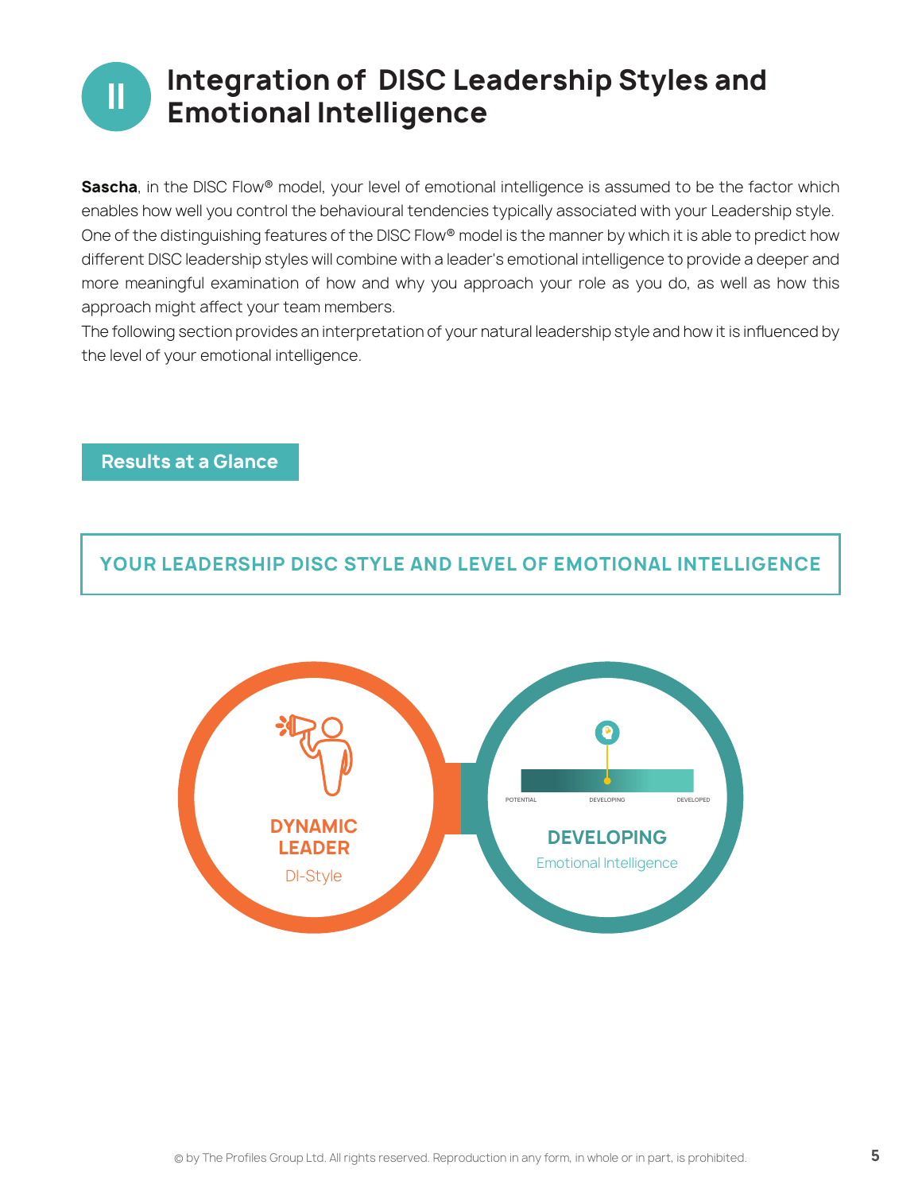# II Integration of DISC Leadership Styles and Emotional Intelligence

**Sascha**, in the DISC Flow® model, your level of emotional intelligence is assumed to be the factor which enables how well you control the behavioural tendencies typically associated with your Leadership style. One of the distinguishing features of the DISC Flow® model is the manner by which it is able to predict how different DISC leadership styles will combine with a leader's emotional intelligence to provide a deeper and more meaningful examination of how and why you approach your role as you do, as well as how this approach might affect your team members.
The following section provides an interpretation of your natural leadership style and how it is influenced by the level of your emotional intelligence.

## Results at a Glance

### YOUR LEADERSHIP DISC STYLE AND LEVEL OF EMOTIONAL INTELLIGENCE

**DYNAMIC LEADER**
DI-Style

POTENTIAL — DEVELOPING — DEVELOPED

**DEVELOPING**
Emotional Intelligence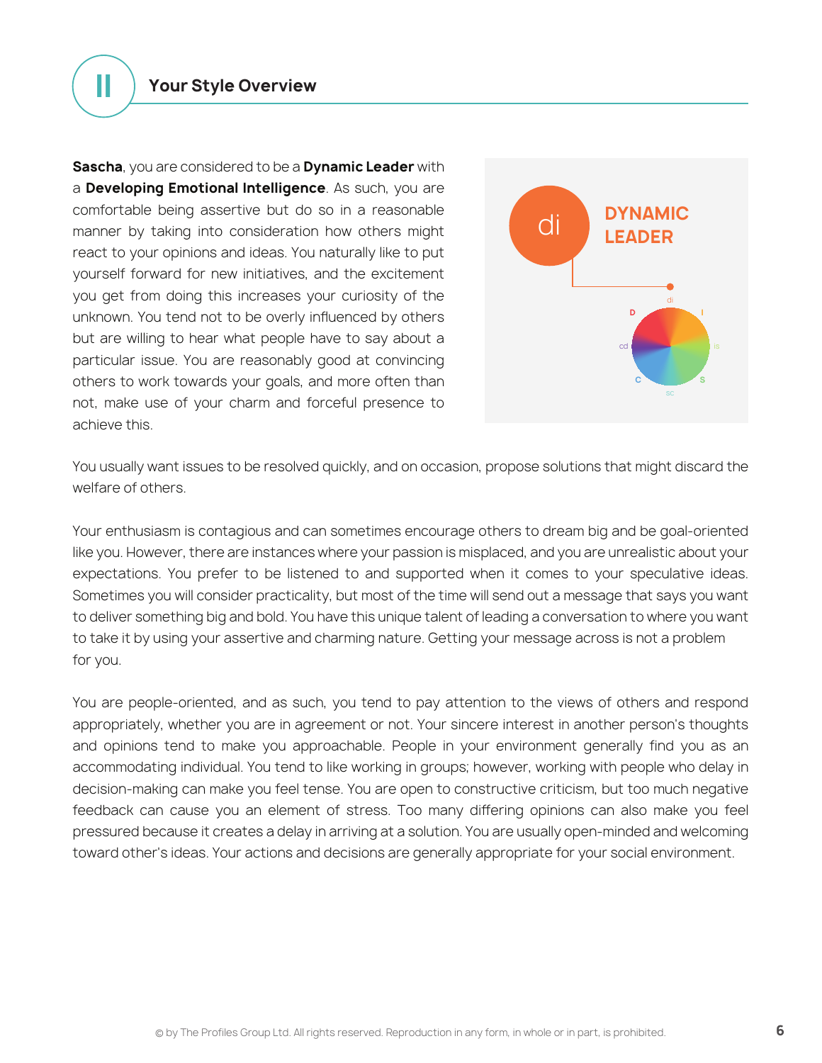## II Your Style Overview

**Sascha**, you are considered to be a **Dynamic Leader** with a **Developing Emotional Intelligence**. As such, you are comfortable being assertive but do so in a reasonable manner by taking into consideration how others might react to your opinions and ideas. You naturally like to put yourself forward for new initiatives, and the excitement you get from doing this increases your curiosity of the unknown. You tend not to be overly influenced by others but are willing to hear what people have to say about a particular issue. You are reasonably good at convincing others to work towards your goals, and more often than not, make use of your charm and forceful presence to achieve this.

di

**DYNAMIC LEADER**

You usually want issues to be resolved quickly, and on occasion, propose solutions that might discard the welfare of others.

Your enthusiasm is contagious and can sometimes encourage others to dream big and be goal-oriented like you. However, there are instances where your passion is misplaced, and you are unrealistic about your expectations. You prefer to be listened to and supported when it comes to your speculative ideas. Sometimes you will consider practicality, but most of the time will send out a message that says you want to deliver something big and bold. You have this unique talent of leading a conversation to where you want to take it by using your assertive and charming nature. Getting your message across is not a problem for you.

You are people-oriented, and as such, you tend to pay attention to the views of others and respond appropriately, whether you are in agreement or not. Your sincere interest in another person's thoughts and opinions tend to make you approachable. People in your environment generally find you as an accommodating individual. You tend to like working in groups; however, working with people who delay in decision-making can make you feel tense. You are open to constructive criticism, but too much negative feedback can cause you an element of stress. Too many differing opinions can also make you feel pressured because it creates a delay in arriving at a solution. You are usually open-minded and welcoming toward other's ideas. Your actions and decisions are generally appropriate for your social environment.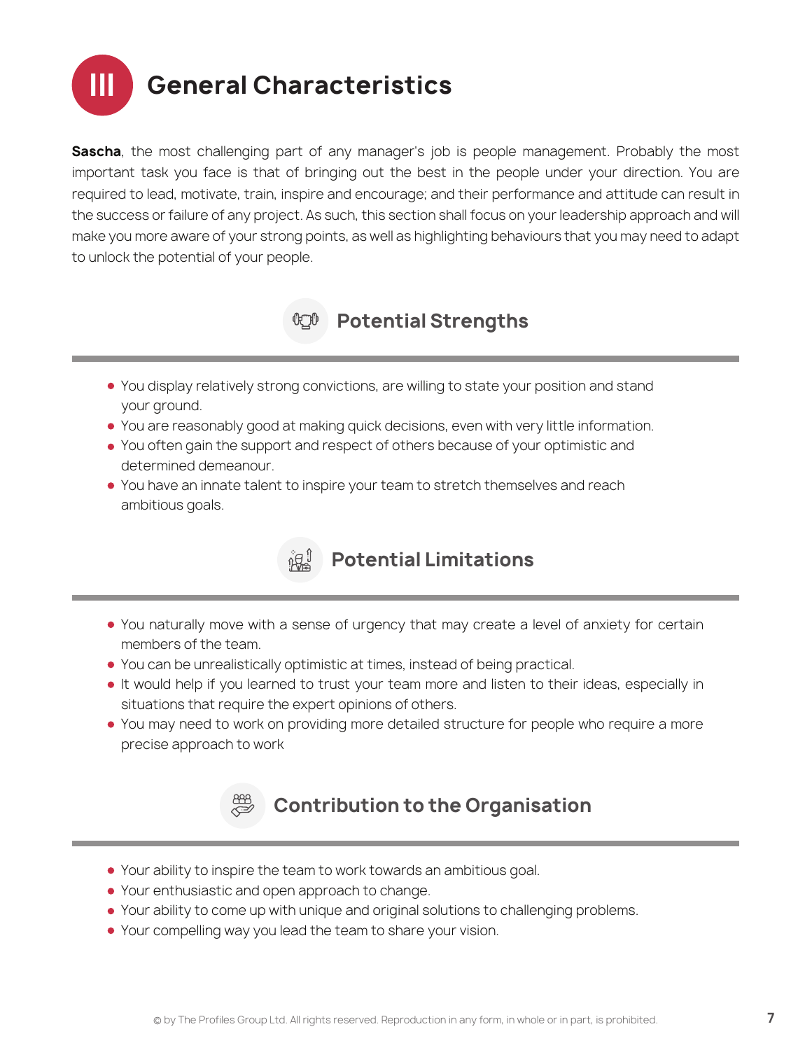# III General Characteristics

**Sascha**, the most challenging part of any manager's job is people management. Probably the most important task you face is that of bringing out the best in the people under your direction. You are required to lead, motivate, train, inspire and encourage; and their performance and attitude can result in the success or failure of any project. As such, this section shall focus on your leadership approach and will make you more aware of your strong points, as well as highlighting behaviours that you may need to adapt to unlock the potential of your people.

## Potential Strengths

- You display relatively strong convictions, are willing to state your position and stand your ground.
- You are reasonably good at making quick decisions, even with very little information.
- You often gain the support and respect of others because of your optimistic and determined demeanour.
- You have an innate talent to inspire your team to stretch themselves and reach ambitious goals.

## Potential Limitations

- You naturally move with a sense of urgency that may create a level of anxiety for certain members of the team.
- You can be unrealistically optimistic at times, instead of being practical.
- It would help if you learned to trust your team more and listen to their ideas, especially in situations that require the expert opinions of others.
- You may need to work on providing more detailed structure for people who require a more precise approach to work

## Contribution to the Organisation

- Your ability to inspire the team to work towards an ambitious goal.
- Your enthusiastic and open approach to change.
- Your ability to come up with unique and original solutions to challenging problems.
- Your compelling way you lead the team to share your vision.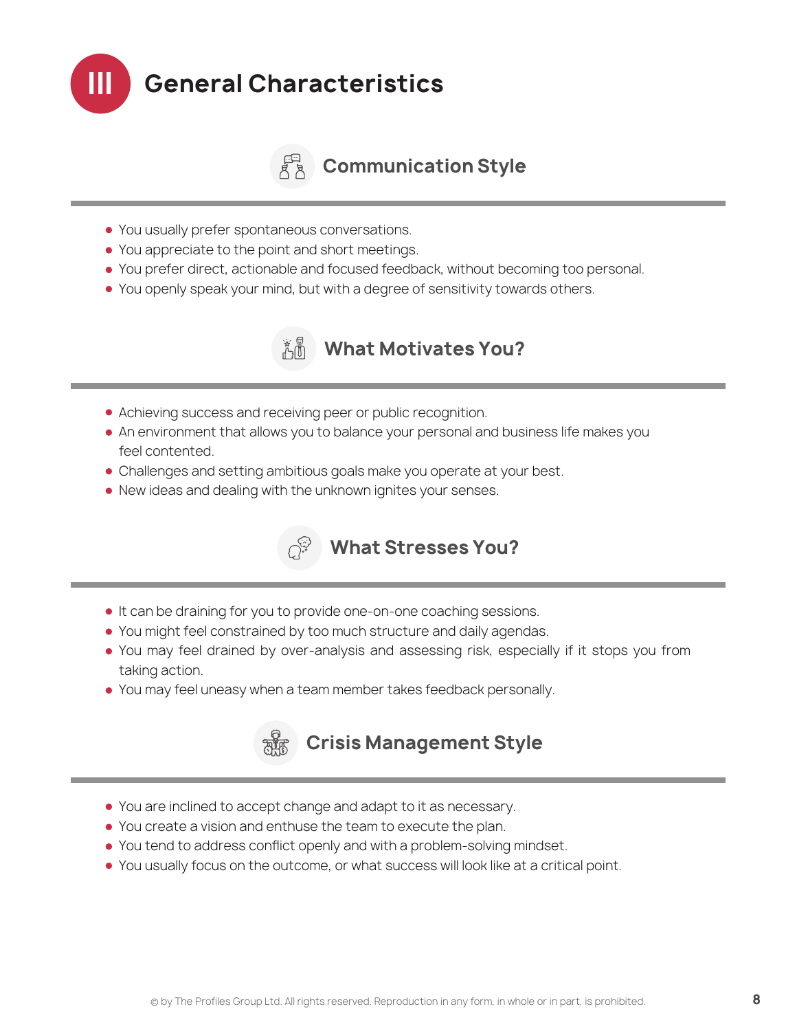# III General Characteristics

## Communication Style

- You usually prefer spontaneous conversations.
- You appreciate to the point and short meetings.
- You prefer direct, actionable and focused feedback, without becoming too personal.
- You openly speak your mind, but with a degree of sensitivity towards others.

## What Motivates You?

- Achieving success and receiving peer or public recognition.
- An environment that allows you to balance your personal and business life makes you feel contented.
- Challenges and setting ambitious goals make you operate at your best.
- New ideas and dealing with the unknown ignites your senses.

## What Stresses You?

- It can be draining for you to provide one-on-one coaching sessions.
- You might feel constrained by too much structure and daily agendas.
- You may feel drained by over-analysis and assessing risk, especially if it stops you from taking action.
- You may feel uneasy when a team member takes feedback personally.

## Crisis Management Style

- You are inclined to accept change and adapt to it as necessary.
- You create a vision and enthuse the team to execute the plan.
- You tend to address conflict openly and with a problem-solving mindset.
- You usually focus on the outcome, or what success will look like at a critical point.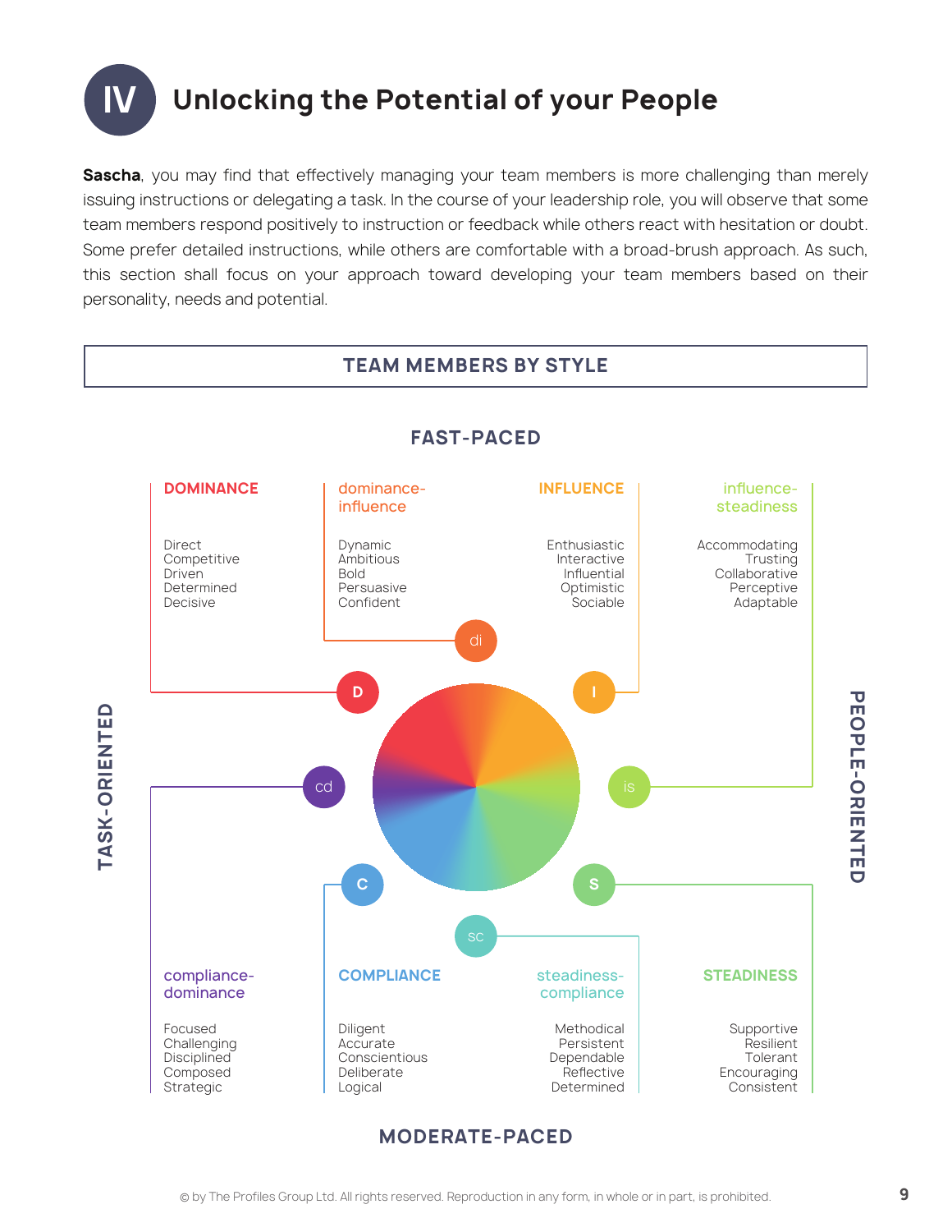# IV Unlocking the Potential of your People

**Sascha**, you may find that effectively managing your team members is more challenging than merely issuing instructions or delegating a task. In the course of your leadership role, you will observe that some team members respond positively to instruction or feedback while others react with hesitation or doubt. Some prefer detailed instructions, while others are comfortable with a broad-brush approach. As such, this section shall focus on your approach toward developing your team members based on their personality, needs and potential.

## TEAM MEMBERS BY STYLE

**FAST-PACED**

**DOMINANCE** (D)
Direct
Competitive
Driven
Determined
Decisive

**dominance-influence** (di)
Dynamic
Ambitious
Bold
Persuasive
Confident

**INFLUENCE** (I)
Enthusiastic
Interactive
Influential
Optimistic
Sociable

**influence-steadiness** (is)
Accommodating
Trusting
Collaborative
Perceptive
Adaptable

**compliance-dominance** (cd)
Focused
Challenging
Disciplined
Composed
Strategic

**COMPLIANCE** (C)
Diligent
Accurate
Conscientious
Deliberate
Logical

**steadiness-compliance** (sc)
Methodical
Persistent
Dependable
Reflective
Determined

**STEADINESS** (S)
Supportive
Resilient
Tolerant
Encouraging
Consistent

**MODERATE-PACED**

**TASK-ORIENTED** | **PEOPLE-ORIENTED**

© by The Profiles Group Ltd. All rights reserved. Reproduction in any form, in whole or in part, is prohibited.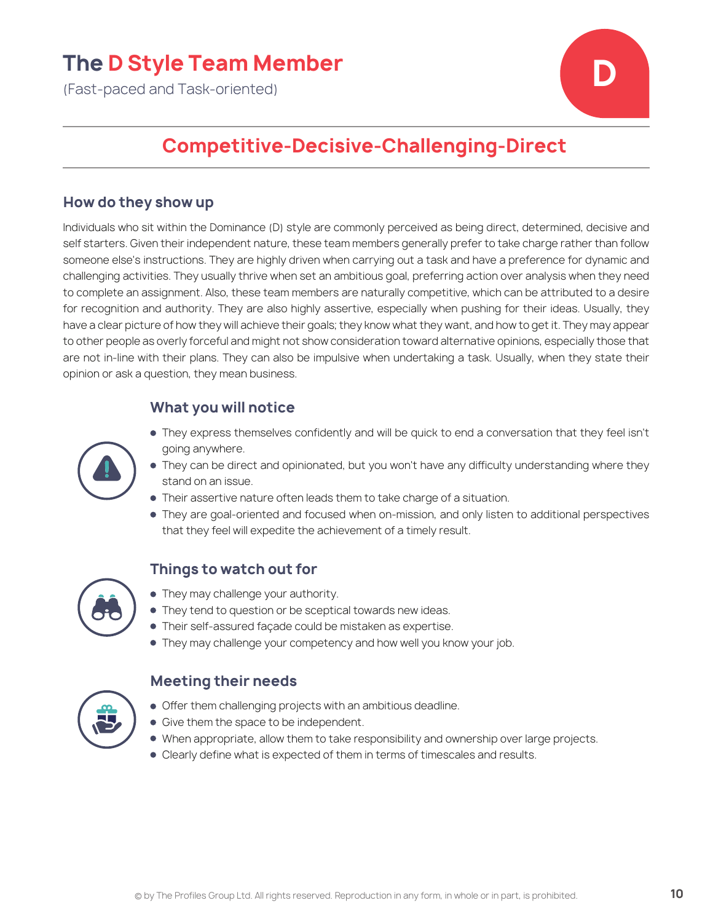# The D Style Team Member

(Fast-paced and Task-oriented)

D

## Competitive-Decisive-Challenging-Direct

### How do they show up

Individuals who sit within the Dominance (D) style are commonly perceived as being direct, determined, decisive and self starters. Given their independent nature, these team members generally prefer to take charge rather than follow someone else's instructions. They are highly driven when carrying out a task and have a preference for dynamic and challenging activities. They usually thrive when set an ambitious goal, preferring action over analysis when they need to complete an assignment. Also, these team members are naturally competitive, which can be attributed to a desire for recognition and authority. They are also highly assertive, especially when pushing for their ideas. Usually, they have a clear picture of how they will achieve their goals; they know what they want, and how to get it. They may appear to other people as overly forceful and might not show consideration toward alternative opinions, especially those that are not in-line with their plans. They can also be impulsive when undertaking a task. Usually, when they state their opinion or ask a question, they mean business.

### What you will notice

- They express themselves confidently and will be quick to end a conversation that they feel isn't going anywhere.
- They can be direct and opinionated, but you won't have any difficulty understanding where they stand on an issue.
- Their assertive nature often leads them to take charge of a situation.
- They are goal-oriented and focused when on-mission, and only listen to additional perspectives that they feel will expedite the achievement of a timely result.

### Things to watch out for

- They may challenge your authority.
- They tend to question or be sceptical towards new ideas.
- Their self-assured façade could be mistaken as expertise.
- They may challenge your competency and how well you know your job.

### Meeting their needs

- Offer them challenging projects with an ambitious deadline.
- Give them the space to be independent.
- When appropriate, allow them to take responsibility and ownership over large projects.
- Clearly define what is expected of them in terms of timescales and results.

© by The Profiles Group Ltd. All rights reserved. Reproduction in any form, in whole or in part, is prohibited.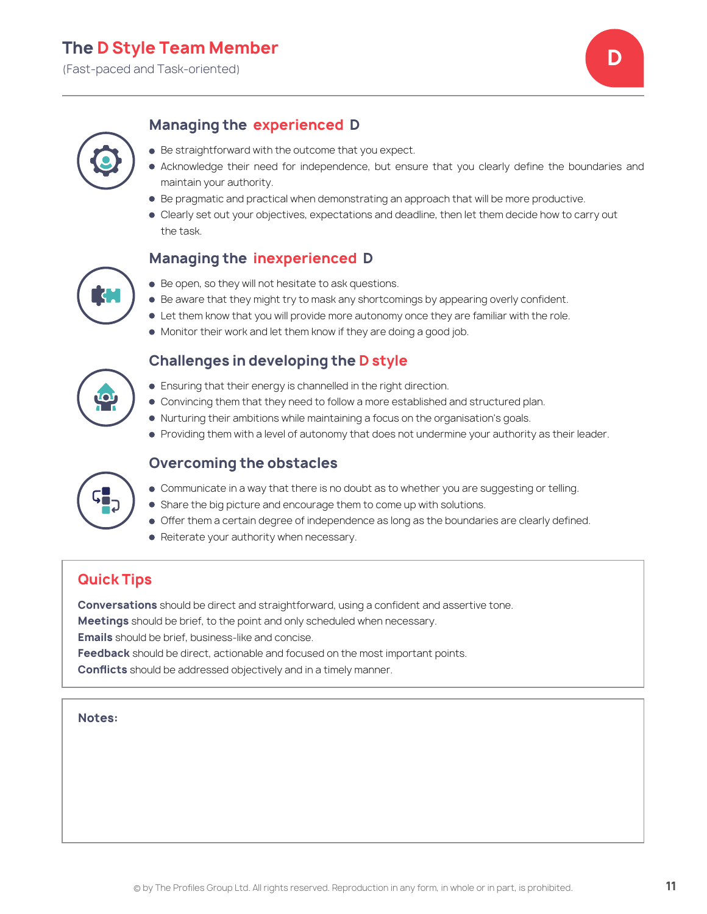# The D Style Team Member

(Fast-paced and Task-oriented)

D

## Managing the experienced D

- Be straightforward with the outcome that you expect.
- Acknowledge their need for independence, but ensure that you clearly define the boundaries and maintain your authority.
- Be pragmatic and practical when demonstrating an approach that will be more productive.
- Clearly set out your objectives, expectations and deadline, then let them decide how to carry out the task.

## Managing the inexperienced D

- Be open, so they will not hesitate to ask questions.
- Be aware that they might try to mask any shortcomings by appearing overly confident.
- Let them know that you will provide more autonomy once they are familiar with the role.
- Monitor their work and let them know if they are doing a good job.

## Challenges in developing the D style

- Ensuring that their energy is channelled in the right direction.
- Convincing them that they need to follow a more established and structured plan.
- Nurturing their ambitions while maintaining a focus on the organisation's goals.
- Providing them with a level of autonomy that does not undermine your authority as their leader.

## Overcoming the obstacles

- Communicate in a way that there is no doubt as to whether you are suggesting or telling.
- Share the big picture and encourage them to come up with solutions.
- Offer them a certain degree of independence as long as the boundaries are clearly defined.
- Reiterate your authority when necessary.

## Quick Tips

**Conversations** should be direct and straightforward, using a confident and assertive tone.
**Meetings** should be brief, to the point and only scheduled when necessary.
**Emails** should be brief, business-like and concise.
**Feedback** should be direct, actionable and focused on the most important points.
**Conflicts** should be addressed objectively and in a timely manner.

**Notes:**

© by The Profiles Group Ltd. All rights reserved. Reproduction in any form, in whole or in part, is prohibited.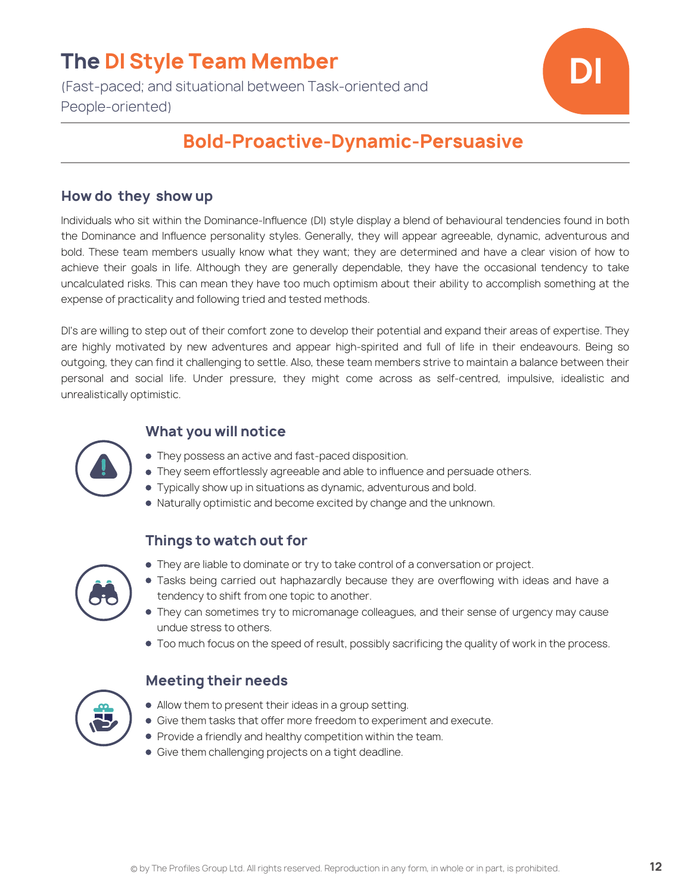# The DI Style Team Member

(Fast-paced; and situational between Task-oriented and People-oriented)

DI

## Bold-Proactive-Dynamic-Persuasive

### How do they show up

Individuals who sit within the Dominance-Influence (DI) style display a blend of behavioural tendencies found in both the Dominance and Influence personality styles. Generally, they will appear agreeable, dynamic, adventurous and bold. These team members usually know what they want; they are determined and have a clear vision of how to achieve their goals in life. Although they are generally dependable, they have the occasional tendency to take uncalculated risks. This can mean they have too much optimism about their ability to accomplish something at the expense of practicality and following tried and tested methods.

DI's are willing to step out of their comfort zone to develop their potential and expand their areas of expertise. They are highly motivated by new adventures and appear high-spirited and full of life in their endeavours. Being so outgoing, they can find it challenging to settle. Also, these team members strive to maintain a balance between their personal and social life. Under pressure, they might come across as self-centred, impulsive, idealistic and unrealistically optimistic.

### What you will notice

- They possess an active and fast-paced disposition.
- They seem effortlessly agreeable and able to influence and persuade others.
- Typically show up in situations as dynamic, adventurous and bold.
- Naturally optimistic and become excited by change and the unknown.

### Things to watch out for

- They are liable to dominate or try to take control of a conversation or project.
- Tasks being carried out haphazardly because they are overflowing with ideas and have a tendency to shift from one topic to another.
- They can sometimes try to micromanage colleagues, and their sense of urgency may cause undue stress to others.
- Too much focus on the speed of result, possibly sacrificing the quality of work in the process.

### Meeting their needs

- Allow them to present their ideas in a group setting.
- Give them tasks that offer more freedom to experiment and execute.
- Provide a friendly and healthy competition within the team.
- Give them challenging projects on a tight deadline.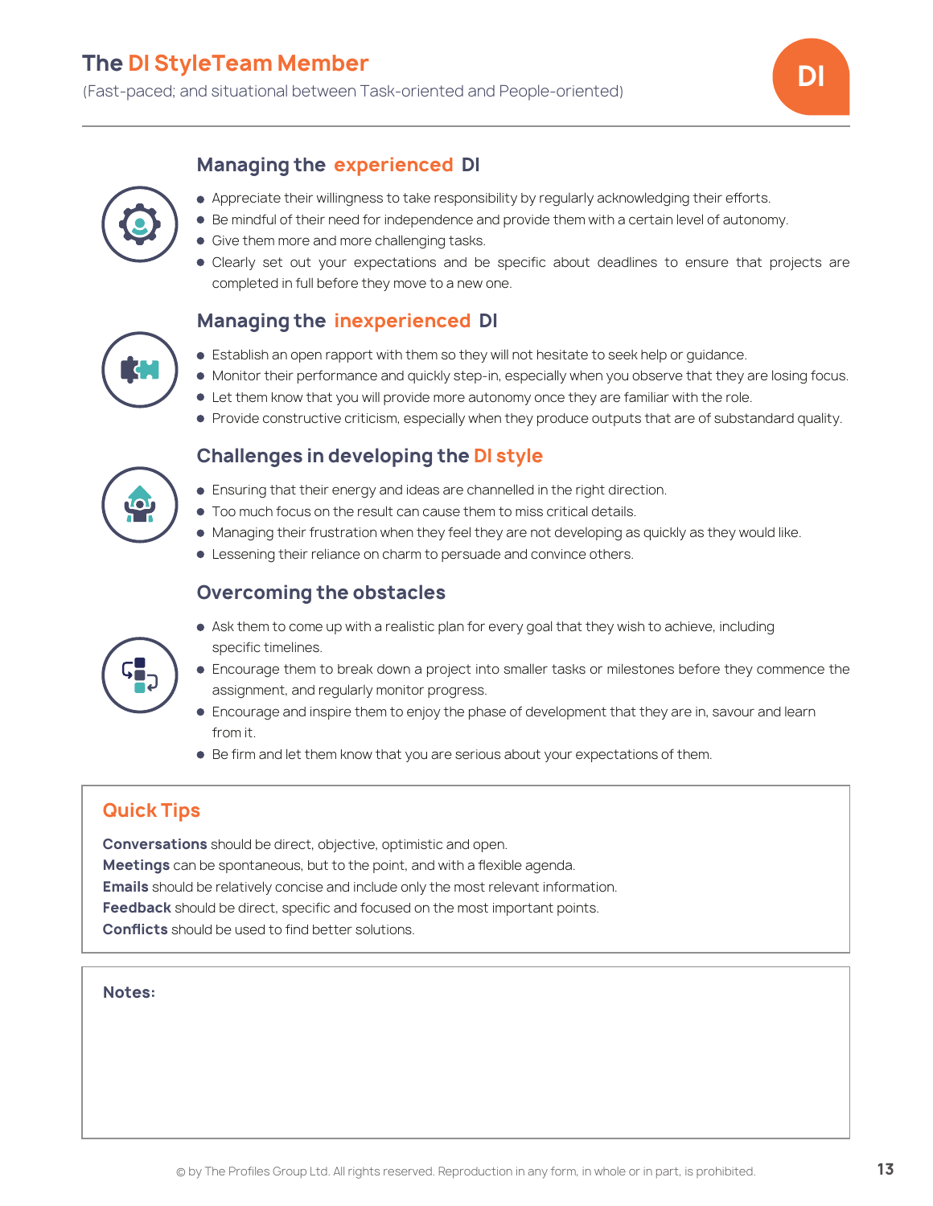# The DI StyleTeam Member

(Fast-paced; and situational between Task-oriented and People-oriented)

DI

## Managing the experienced DI

- Appreciate their willingness to take responsibility by regularly acknowledging their efforts.
- Be mindful of their need for independence and provide them with a certain level of autonomy.
- Give them more and more challenging tasks.
- Clearly set out your expectations and be specific about deadlines to ensure that projects are completed in full before they move to a new one.

## Managing the inexperienced DI

- Establish an open rapport with them so they will not hesitate to seek help or guidance.
- Monitor their performance and quickly step-in, especially when you observe that they are losing focus.
- Let them know that you will provide more autonomy once they are familiar with the role.
- Provide constructive criticism, especially when they produce outputs that are of substandard quality.

## Challenges in developing the DI style

- Ensuring that their energy and ideas are channelled in the right direction.
- Too much focus on the result can cause them to miss critical details.
- Managing their frustration when they feel they are not developing as quickly as they would like.
- Lessening their reliance on charm to persuade and convince others.

## Overcoming the obstacles

- Ask them to come up with a realistic plan for every goal that they wish to achieve, including specific timelines.
- Encourage them to break down a project into smaller tasks or milestones before they commence the assignment, and regularly monitor progress.
- Encourage and inspire them to enjoy the phase of development that they are in, savour and learn from it.
- Be firm and let them know that you are serious about your expectations of them.

## Quick Tips

**Conversations** should be direct, objective, optimistic and open.
**Meetings** can be spontaneous, but to the point, and with a flexible agenda.
**Emails** should be relatively concise and include only the most relevant information.
**Feedback** should be direct, specific and focused on the most important points.
**Conflicts** should be used to find better solutions.

**Notes:**

© by The Profiles Group Ltd. All rights reserved. Reproduction in any form, in whole or in part, is prohibited.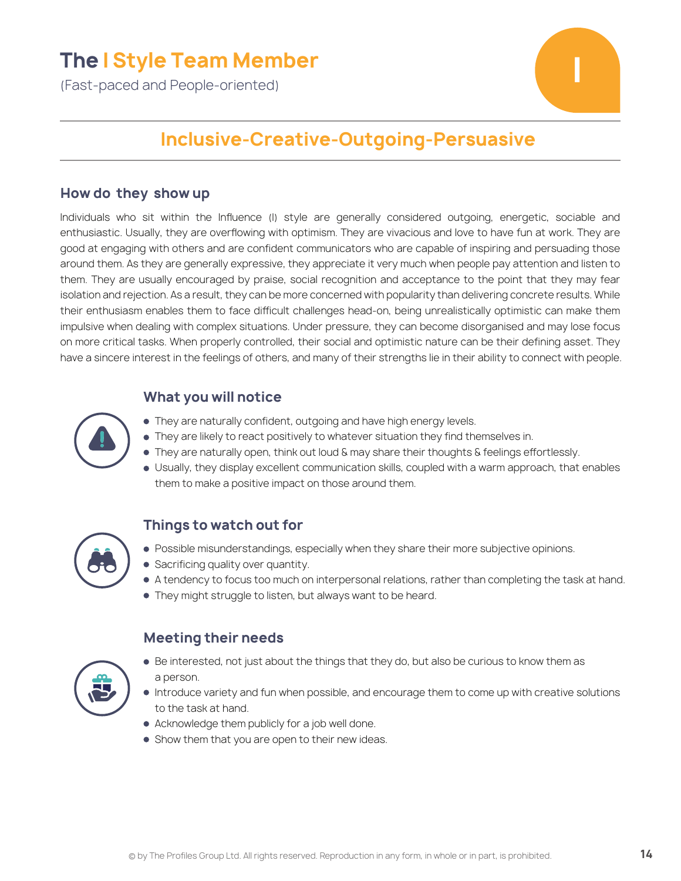# The I Style Team Member

(Fast-paced and People-oriented)

## Inclusive-Creative-Outgoing-Persuasive

### How do they show up

Individuals who sit within the Influence (I) style are generally considered outgoing, energetic, sociable and enthusiastic. Usually, they are overflowing with optimism. They are vivacious and love to have fun at work. They are good at engaging with others and are confident communicators who are capable of inspiring and persuading those around them. As they are generally expressive, they appreciate it very much when people pay attention and listen to them. They are usually encouraged by praise, social recognition and acceptance to the point that they may fear isolation and rejection. As a result, they can be more concerned with popularity than delivering concrete results. While their enthusiasm enables them to face difficult challenges head-on, being unrealistically optimistic can make them impulsive when dealing with complex situations. Under pressure, they can become disorganised and may lose focus on more critical tasks. When properly controlled, their social and optimistic nature can be their defining asset. They have a sincere interest in the feelings of others, and many of their strengths lie in their ability to connect with people.

### What you will notice

- They are naturally confident, outgoing and have high energy levels.
- They are likely to react positively to whatever situation they find themselves in.
- They are naturally open, think out loud & may share their thoughts & feelings effortlessly.
- Usually, they display excellent communication skills, coupled with a warm approach, that enables them to make a positive impact on those around them.

### Things to watch out for

- Possible misunderstandings, especially when they share their more subjective opinions.
- Sacrificing quality over quantity.
- A tendency to focus too much on interpersonal relations, rather than completing the task at hand.
- They might struggle to listen, but always want to be heard.

### Meeting their needs

- Be interested, not just about the things that they do, but also be curious to know them as a person.
- Introduce variety and fun when possible, and encourage them to come up with creative solutions to the task at hand.
- Acknowledge them publicly for a job well done.
- Show them that you are open to their new ideas.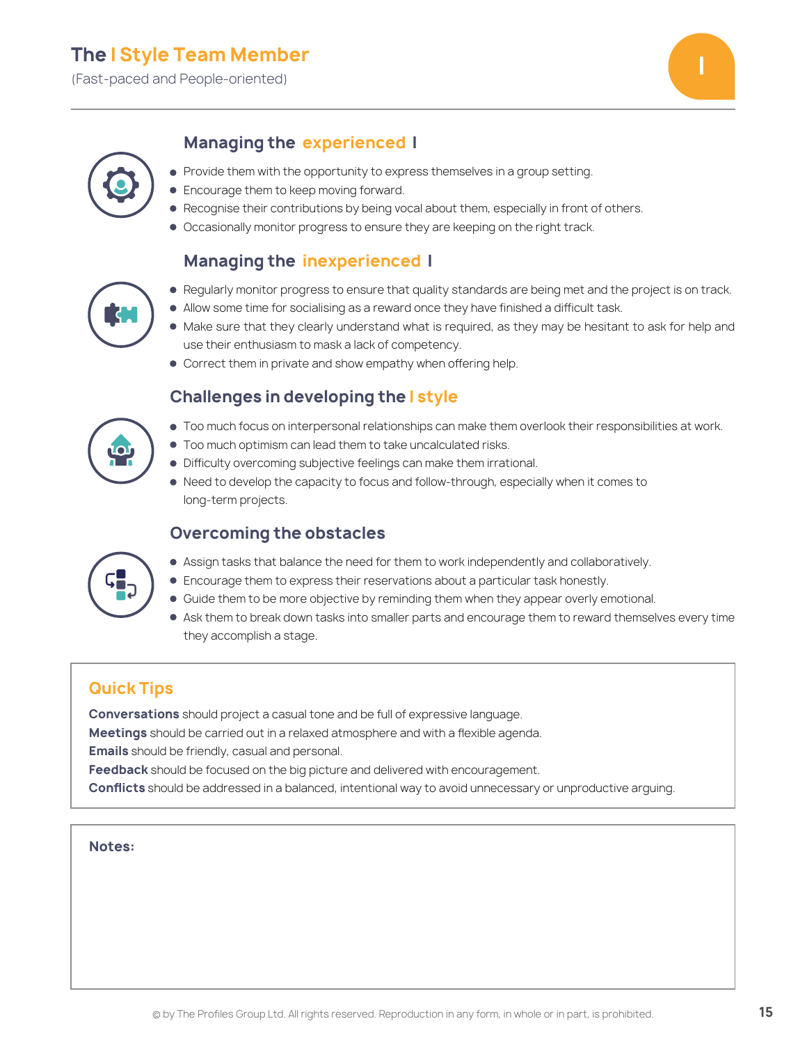# The I Style Team Member

(Fast-paced and People-oriented)

## Managing the experienced I

- Provide them with the opportunity to express themselves in a group setting.
- Encourage them to keep moving forward.
- Recognise their contributions by being vocal about them, especially in front of others.
- Occasionally monitor progress to ensure they are keeping on the right track.

## Managing the inexperienced I

- Regularly monitor progress to ensure that quality standards are being met and the project is on track.
- Allow some time for socialising as a reward once they have finished a difficult task.
- Make sure that they clearly understand what is required, as they may be hesitant to ask for help and use their enthusiasm to mask a lack of competency.
- Correct them in private and show empathy when offering help.

## Challenges in developing the I style

- Too much focus on interpersonal relationships can make them overlook their responsibilities at work.
- Too much optimism can lead them to take uncalculated risks.
- Difficulty overcoming subjective feelings can make them irrational.
- Need to develop the capacity to focus and follow-through, especially when it comes to long-term projects.

## Overcoming the obstacles

- Assign tasks that balance the need for them to work independently and collaboratively.
- Encourage them to express their reservations about a particular task honestly.
- Guide them to be more objective by reminding them when they appear overly emotional.
- Ask them to break down tasks into smaller parts and encourage them to reward themselves every time they accomplish a stage.

## Quick Tips

**Conversations** should project a casual tone and be full of expressive language.
**Meetings** should be carried out in a relaxed atmosphere and with a flexible agenda.
**Emails** should be friendly, casual and personal.
**Feedback** should be focused on the big picture and delivered with encouragement.
**Conflicts** should be addressed in a balanced, intentional way to avoid unnecessary or unproductive arguing.

**Notes:**

© by The Profiles Group Ltd. All rights reserved. Reproduction in any form, in whole or in part, is prohibited.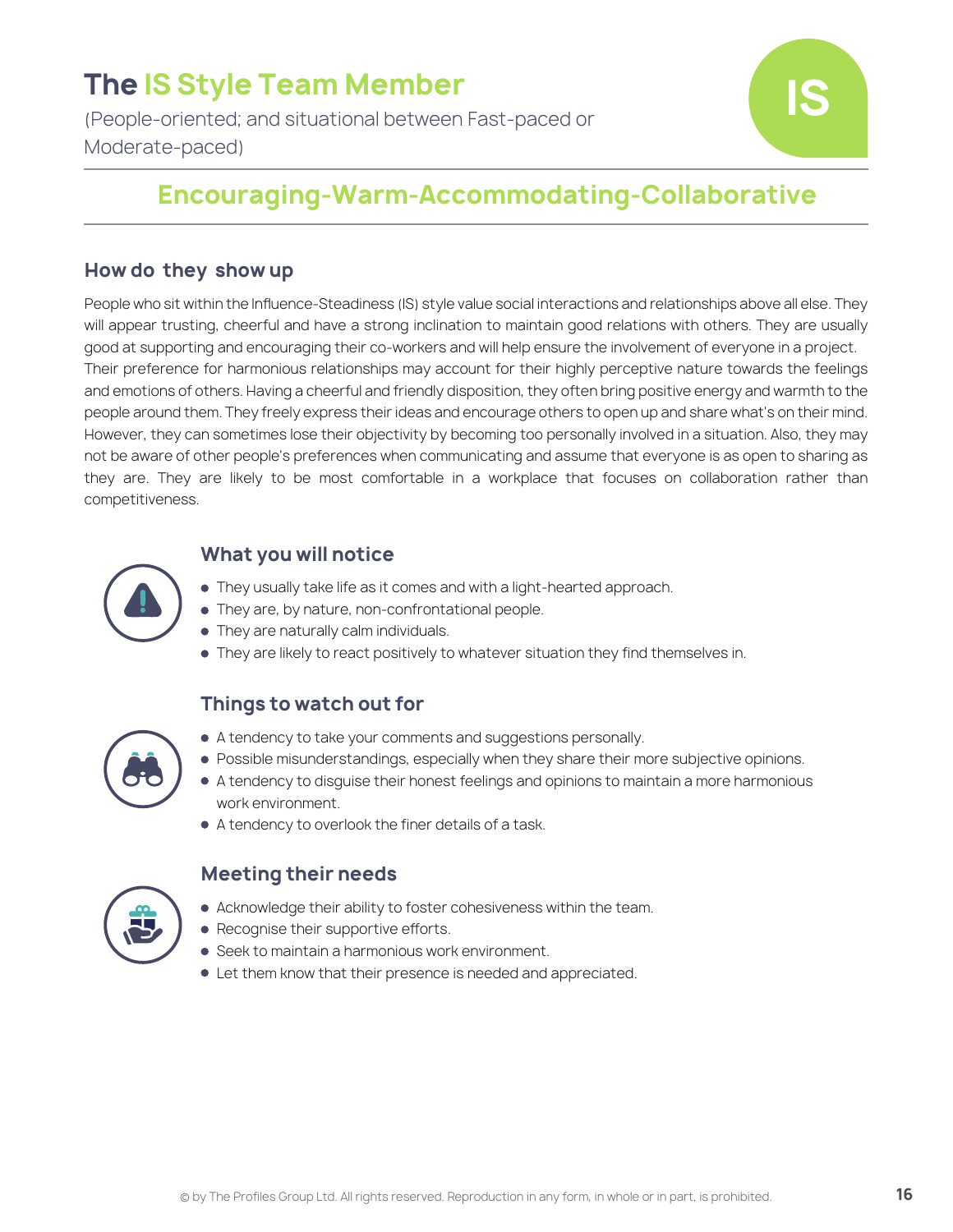# The IS Style Team Member

(People-oriented; and situational between Fast-paced or Moderate-paced)

IS

## Encouraging-Warm-Accommodating-Collaborative

### How do they show up

People who sit within the Influence-Steadiness (IS) style value social interactions and relationships above all else. They will appear trusting, cheerful and have a strong inclination to maintain good relations with others. They are usually good at supporting and encouraging their co-workers and will help ensure the involvement of everyone in a project. Their preference for harmonious relationships may account for their highly perceptive nature towards the feelings and emotions of others. Having a cheerful and friendly disposition, they often bring positive energy and warmth to the people around them. They freely express their ideas and encourage others to open up and share what's on their mind. However, they can sometimes lose their objectivity by becoming too personally involved in a situation. Also, they may not be aware of other people's preferences when communicating and assume that everyone is as open to sharing as they are. They are likely to be most comfortable in a workplace that focuses on collaboration rather than competitiveness.

### What you will notice

- They usually take life as it comes and with a light-hearted approach.
- They are, by nature, non-confrontational people.
- They are naturally calm individuals.
- They are likely to react positively to whatever situation they find themselves in.

### Things to watch out for

- A tendency to take your comments and suggestions personally.
- Possible misunderstandings, especially when they share their more subjective opinions.
- A tendency to disguise their honest feelings and opinions to maintain a more harmonious work environment.
- A tendency to overlook the finer details of a task.

### Meeting their needs

- Acknowledge their ability to foster cohesiveness within the team.
- Recognise their supportive efforts.
- Seek to maintain a harmonious work environment.
- Let them know that their presence is needed and appreciated.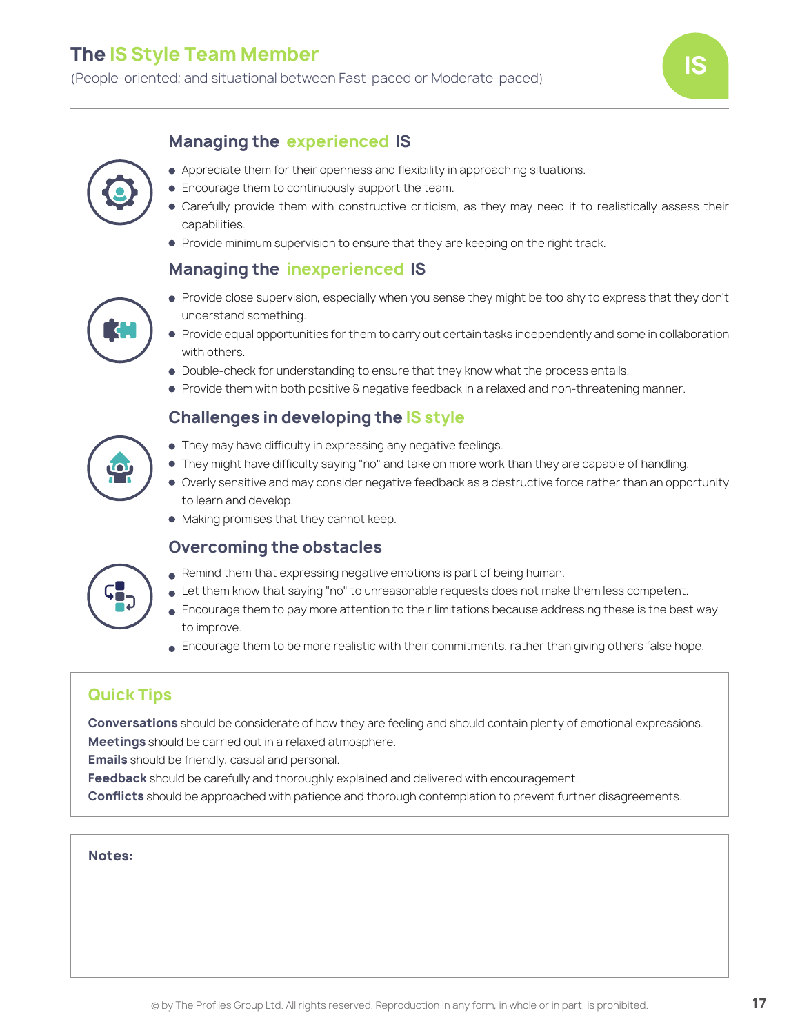# The IS Style Team Member

(People-oriented; and situational between Fast-paced or Moderate-paced)

## Managing the experienced IS

- Appreciate them for their openness and flexibility in approaching situations.
- Encourage them to continuously support the team.
- Carefully provide them with constructive criticism, as they may need it to realistically assess their capabilities.
- Provide minimum supervision to ensure that they are keeping on the right track.

## Managing the inexperienced IS

- Provide close supervision, especially when you sense they might be too shy to express that they don't understand something.
- Provide equal opportunities for them to carry out certain tasks independently and some in collaboration with others.
- Double-check for understanding to ensure that they know what the process entails.
- Provide them with both positive & negative feedback in a relaxed and non-threatening manner.

## Challenges in developing the IS style

- They may have difficulty in expressing any negative feelings.
- They might have difficulty saying "no" and take on more work than they are capable of handling.
- Overly sensitive and may consider negative feedback as a destructive force rather than an opportunity to learn and develop.
- Making promises that they cannot keep.

## Overcoming the obstacles

- Remind them that expressing negative emotions is part of being human.
- Let them know that saying "no" to unreasonable requests does not make them less competent.
- Encourage them to pay more attention to their limitations because addressing these is the best way to improve.
- Encourage them to be more realistic with their commitments, rather than giving others false hope.

## Quick Tips

**Conversations** should be considerate of how they are feeling and should contain plenty of emotional expressions.
**Meetings** should be carried out in a relaxed atmosphere.
**Emails** should be friendly, casual and personal.
**Feedback** should be carefully and thoroughly explained and delivered with encouragement.
**Conflicts** should be approached with patience and thorough contemplation to prevent further disagreements.

**Notes:**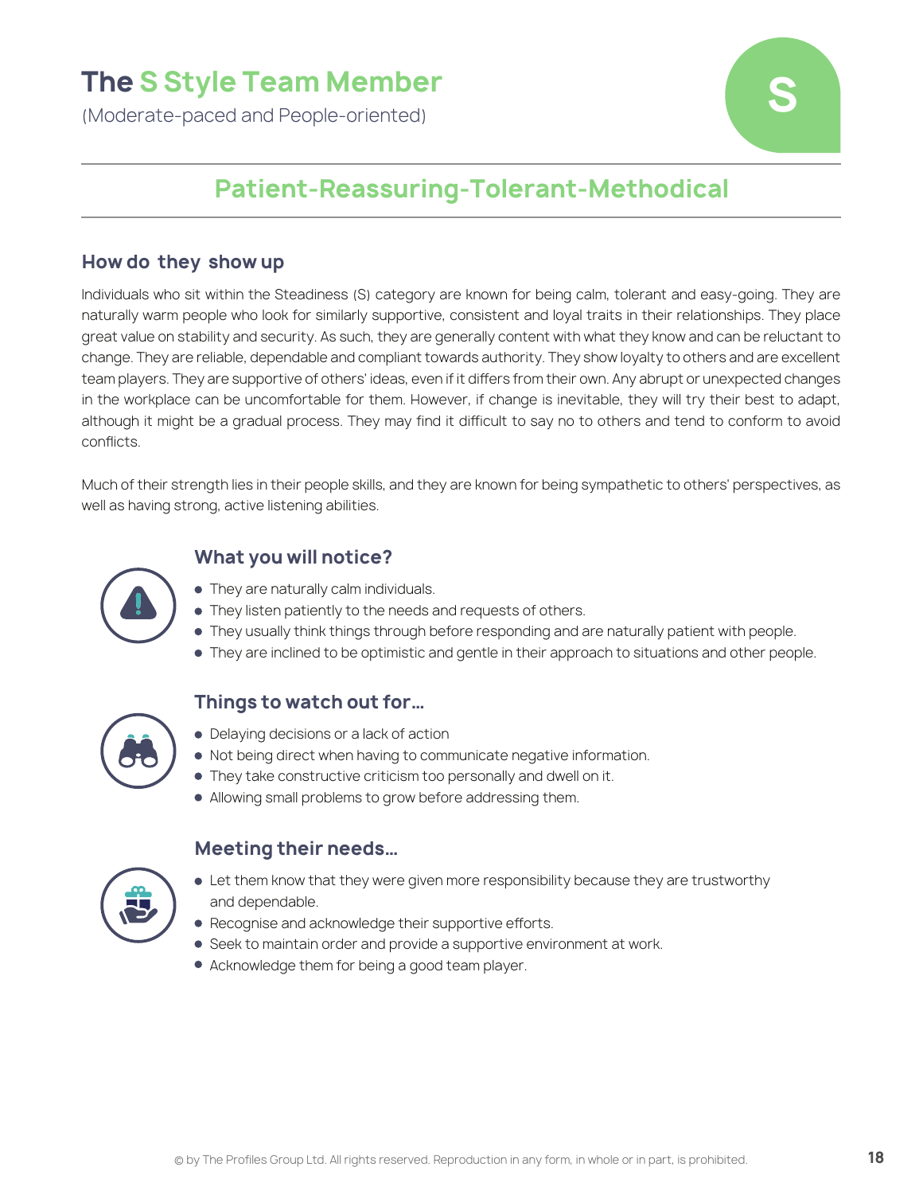# The S Style Team Member

(Moderate-paced and People-oriented)

S

## Patient-Reassuring-Tolerant-Methodical

### How do they show up

Individuals who sit within the Steadiness (S) category are known for being calm, tolerant and easy-going. They are naturally warm people who look for similarly supportive, consistent and loyal traits in their relationships. They place great value on stability and security. As such, they are generally content with what they know and can be reluctant to change. They are reliable, dependable and compliant towards authority. They show loyalty to others and are excellent team players. They are supportive of others' ideas, even if it differs from their own. Any abrupt or unexpected changes in the workplace can be uncomfortable for them. However, if change is inevitable, they will try their best to adapt, although it might be a gradual process. They may find it difficult to say no to others and tend to conform to avoid conflicts.

Much of their strength lies in their people skills, and they are known for being sympathetic to others' perspectives, as well as having strong, active listening abilities.

### What you will notice?

- They are naturally calm individuals.
- They listen patiently to the needs and requests of others.
- They usually think things through before responding and are naturally patient with people.
- They are inclined to be optimistic and gentle in their approach to situations and other people.

### Things to watch out for...

- Delaying decisions or a lack of action
- Not being direct when having to communicate negative information.
- They take constructive criticism too personally and dwell on it.
- Allowing small problems to grow before addressing them.

### Meeting their needs...

- Let them know that they were given more responsibility because they are trustworthy and dependable.
- Recognise and acknowledge their supportive efforts.
- Seek to maintain order and provide a supportive environment at work.
- Acknowledge them for being a good team player.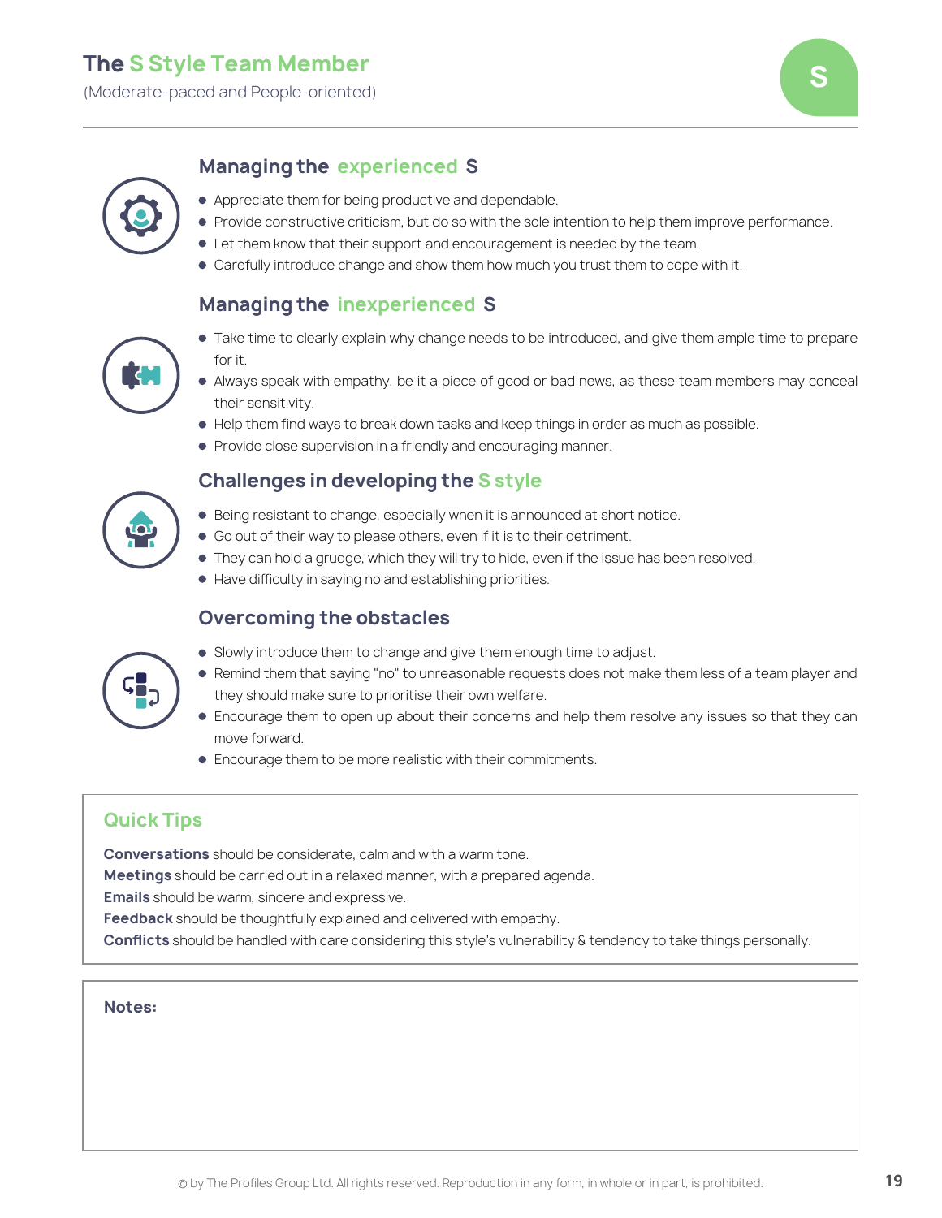# The S Style Team Member

(Moderate-paced and People-oriented)

## Managing the experienced S

- Appreciate them for being productive and dependable.
- Provide constructive criticism, but do so with the sole intention to help them improve performance.
- Let them know that their support and encouragement is needed by the team.
- Carefully introduce change and show them how much you trust them to cope with it.

## Managing the inexperienced S

- Take time to clearly explain why change needs to be introduced, and give them ample time to prepare for it.
- Always speak with empathy, be it a piece of good or bad news, as these team members may conceal their sensitivity.
- Help them find ways to break down tasks and keep things in order as much as possible.
- Provide close supervision in a friendly and encouraging manner.

## Challenges in developing the S style

- Being resistant to change, especially when it is announced at short notice.
- Go out of their way to please others, even if it is to their detriment.
- They can hold a grudge, which they will try to hide, even if the issue has been resolved.
- Have difficulty in saying no and establishing priorities.

## Overcoming the obstacles

- Slowly introduce them to change and give them enough time to adjust.
- Remind them that saying "no" to unreasonable requests does not make them less of a team player and they should make sure to prioritise their own welfare.
- Encourage them to open up about their concerns and help them resolve any issues so that they can move forward.
- Encourage them to be more realistic with their commitments.

### Quick Tips

**Conversations** should be considerate, calm and with a warm tone.
**Meetings** should be carried out in a relaxed manner, with a prepared agenda.
**Emails** should be warm, sincere and expressive.
**Feedback** should be thoughtfully explained and delivered with empathy.
**Conflicts** should be handled with care considering this style's vulnerability & tendency to take things personally.

**Notes:**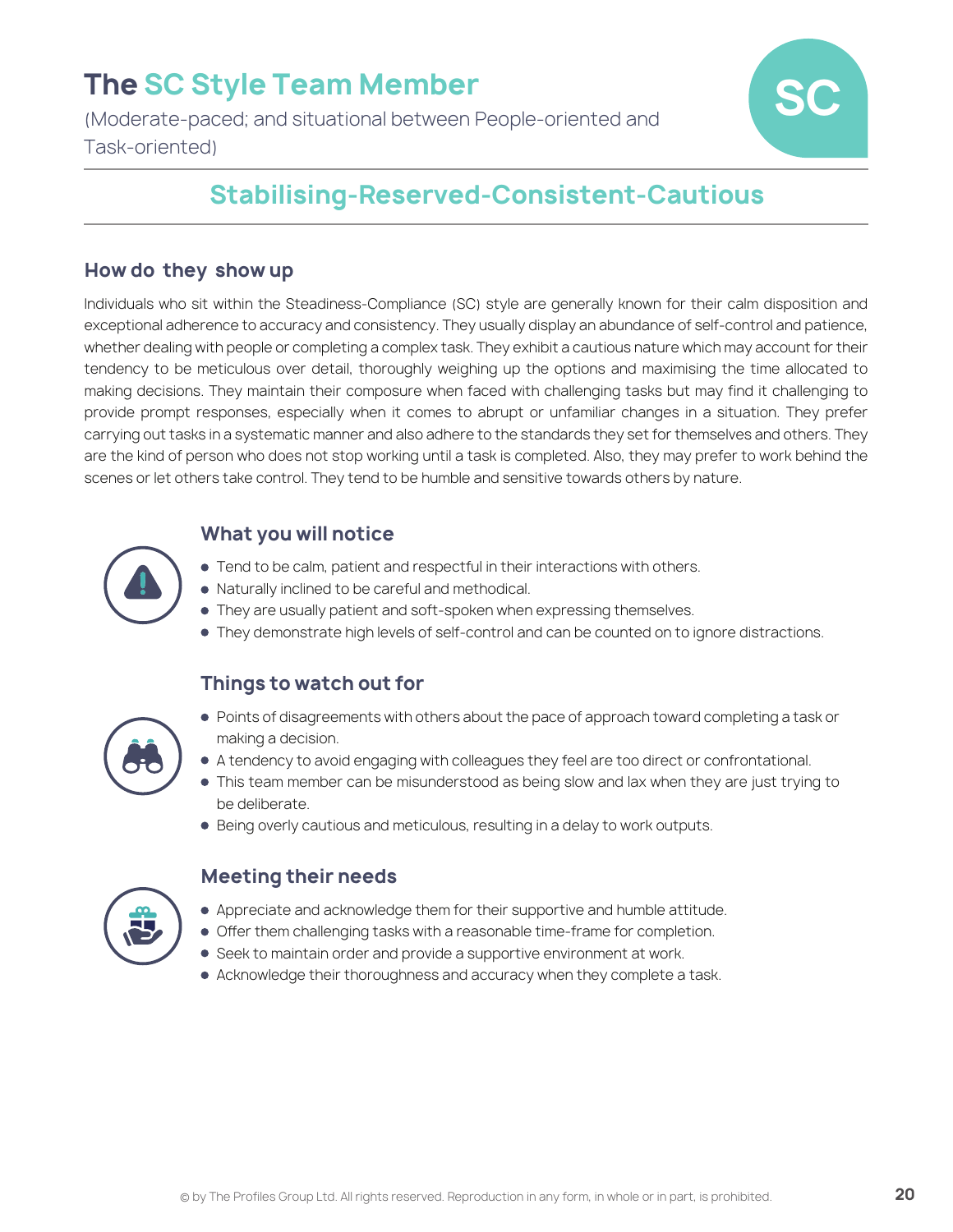# The SC Style Team Member

(Moderate-paced; and situational between People-oriented and Task-oriented)

SC

## Stabilising-Reserved-Consistent-Cautious

### How do they show up

Individuals who sit within the Steadiness-Compliance (SC) style are generally known for their calm disposition and exceptional adherence to accuracy and consistency. They usually display an abundance of self-control and patience, whether dealing with people or completing a complex task. They exhibit a cautious nature which may account for their tendency to be meticulous over detail, thoroughly weighing up the options and maximising the time allocated to making decisions. They maintain their composure when faced with challenging tasks but may find it challenging to provide prompt responses, especially when it comes to abrupt or unfamiliar changes in a situation. They prefer carrying out tasks in a systematic manner and also adhere to the standards they set for themselves and others. They are the kind of person who does not stop working until a task is completed. Also, they may prefer to work behind the scenes or let others take control. They tend to be humble and sensitive towards others by nature.

### What you will notice

- Tend to be calm, patient and respectful in their interactions with others.
- Naturally inclined to be careful and methodical.
- They are usually patient and soft-spoken when expressing themselves.
- They demonstrate high levels of self-control and can be counted on to ignore distractions.

### Things to watch out for

- Points of disagreements with others about the pace of approach toward completing a task or making a decision.
- A tendency to avoid engaging with colleagues they feel are too direct or confrontational.
- This team member can be misunderstood as being slow and lax when they are just trying to be deliberate.
- Being overly cautious and meticulous, resulting in a delay to work outputs.

### Meeting their needs

- Appreciate and acknowledge them for their supportive and humble attitude.
- Offer them challenging tasks with a reasonable time-frame for completion.
- Seek to maintain order and provide a supportive environment at work.
- Acknowledge their thoroughness and accuracy when they complete a task.

© by The Profiles Group Ltd. All rights reserved. Reproduction in any form, in whole or in part, is prohibited.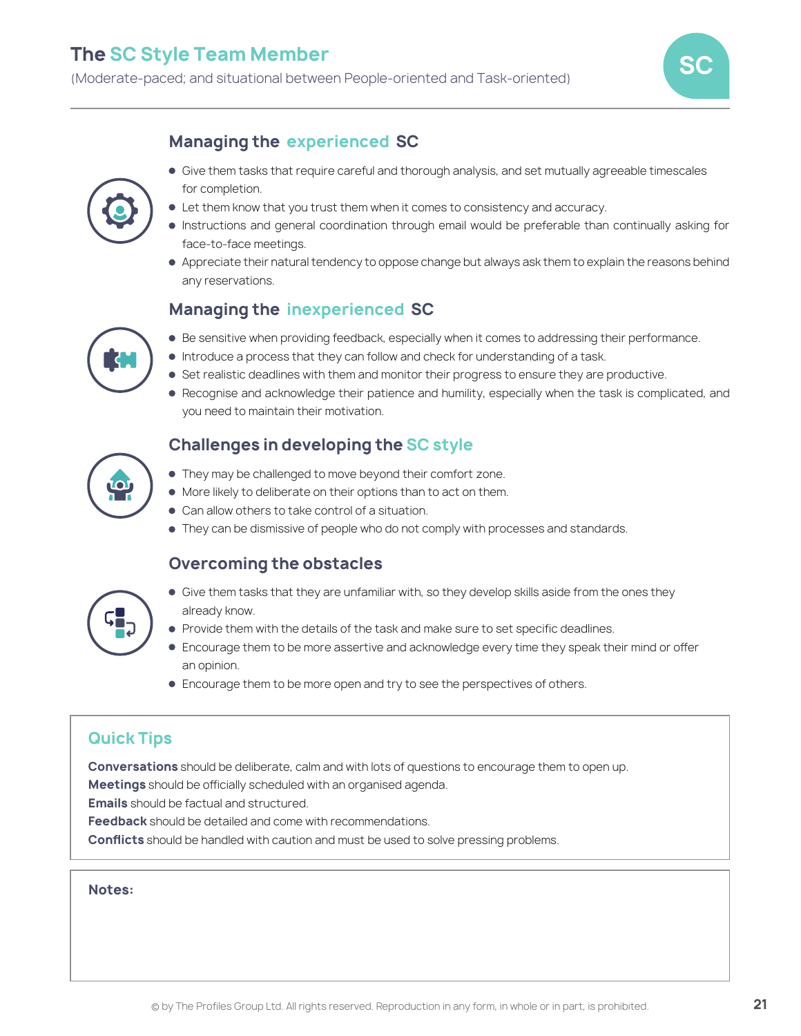# The SC Style Team Member

(Moderate-paced; and situational between People-oriented and Task-oriented)

## Managing the experienced SC

- Give them tasks that require careful and thorough analysis, and set mutually agreeable timescales for completion.
- Let them know that you trust them when it comes to consistency and accuracy.
- Instructions and general coordination through email would be preferable than continually asking for face-to-face meetings.
- Appreciate their natural tendency to oppose change but always ask them to explain the reasons behind any reservations.

## Managing the inexperienced SC

- Be sensitive when providing feedback, especially when it comes to addressing their performance.
- Introduce a process that they can follow and check for understanding of a task.
- Set realistic deadlines with them and monitor their progress to ensure they are productive.
- Recognise and acknowledge their patience and humility, especially when the task is complicated, and you need to maintain their motivation.

## Challenges in developing the SC style

- They may be challenged to move beyond their comfort zone.
- More likely to deliberate on their options than to act on them.
- Can allow others to take control of a situation.
- They can be dismissive of people who do not comply with processes and standards.

## Overcoming the obstacles

- Give them tasks that they are unfamiliar with, so they develop skills aside from the ones they already know.
- Provide them with the details of the task and make sure to set specific deadlines.
- Encourage them to be more assertive and acknowledge every time they speak their mind or offer an opinion.
- Encourage them to be more open and try to see the perspectives of others.

## Quick Tips

**Conversations** should be deliberate, calm and with lots of questions to encourage them to open up.
**Meetings** should be officially scheduled with an organised agenda.
**Emails** should be factual and structured.
**Feedback** should be detailed and come with recommendations.
**Conflicts** should be handled with caution and must be used to solve pressing problems.

**Notes:**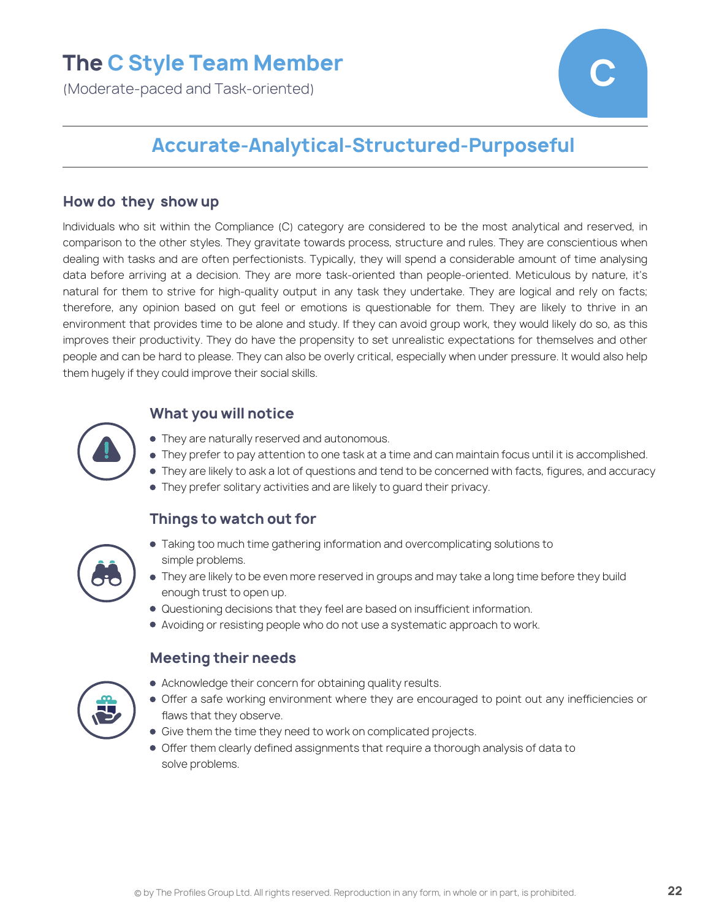# The C Style Team Member

(Moderate-paced and Task-oriented)

C

## Accurate-Analytical-Structured-Purposeful

### How do they show up

Individuals who sit within the Compliance (C) category are considered to be the most analytical and reserved, in comparison to the other styles. They gravitate towards process, structure and rules. They are conscientious when dealing with tasks and are often perfectionists. Typically, they will spend a considerable amount of time analysing data before arriving at a decision. They are more task-oriented than people-oriented. Meticulous by nature, it's natural for them to strive for high-quality output in any task they undertake. They are logical and rely on facts; therefore, any opinion based on gut feel or emotions is questionable for them. They are likely to thrive in an environment that provides time to be alone and study. If they can avoid group work, they would likely do so, as this improves their productivity. They do have the propensity to set unrealistic expectations for themselves and other people and can be hard to please. They can also be overly critical, especially when under pressure. It would also help them hugely if they could improve their social skills.

### What you will notice

- They are naturally reserved and autonomous.
- They prefer to pay attention to one task at a time and can maintain focus until it is accomplished.
- They are likely to ask a lot of questions and tend to be concerned with facts, figures, and accuracy
- They prefer solitary activities and are likely to guard their privacy.

### Things to watch out for

- Taking too much time gathering information and overcomplicating solutions to simple problems.
- They are likely to be even more reserved in groups and may take a long time before they build enough trust to open up.
- Questioning decisions that they feel are based on insufficient information.
- Avoiding or resisting people who do not use a systematic approach to work.

### Meeting their needs

- Acknowledge their concern for obtaining quality results.
- Offer a safe working environment where they are encouraged to point out any inefficiencies or flaws that they observe.
- Give them the time they need to work on complicated projects.
- Offer them clearly defined assignments that require a thorough analysis of data to solve problems.

© by The Profiles Group Ltd. All rights reserved. Reproduction in any form, in whole or in part, is prohibited.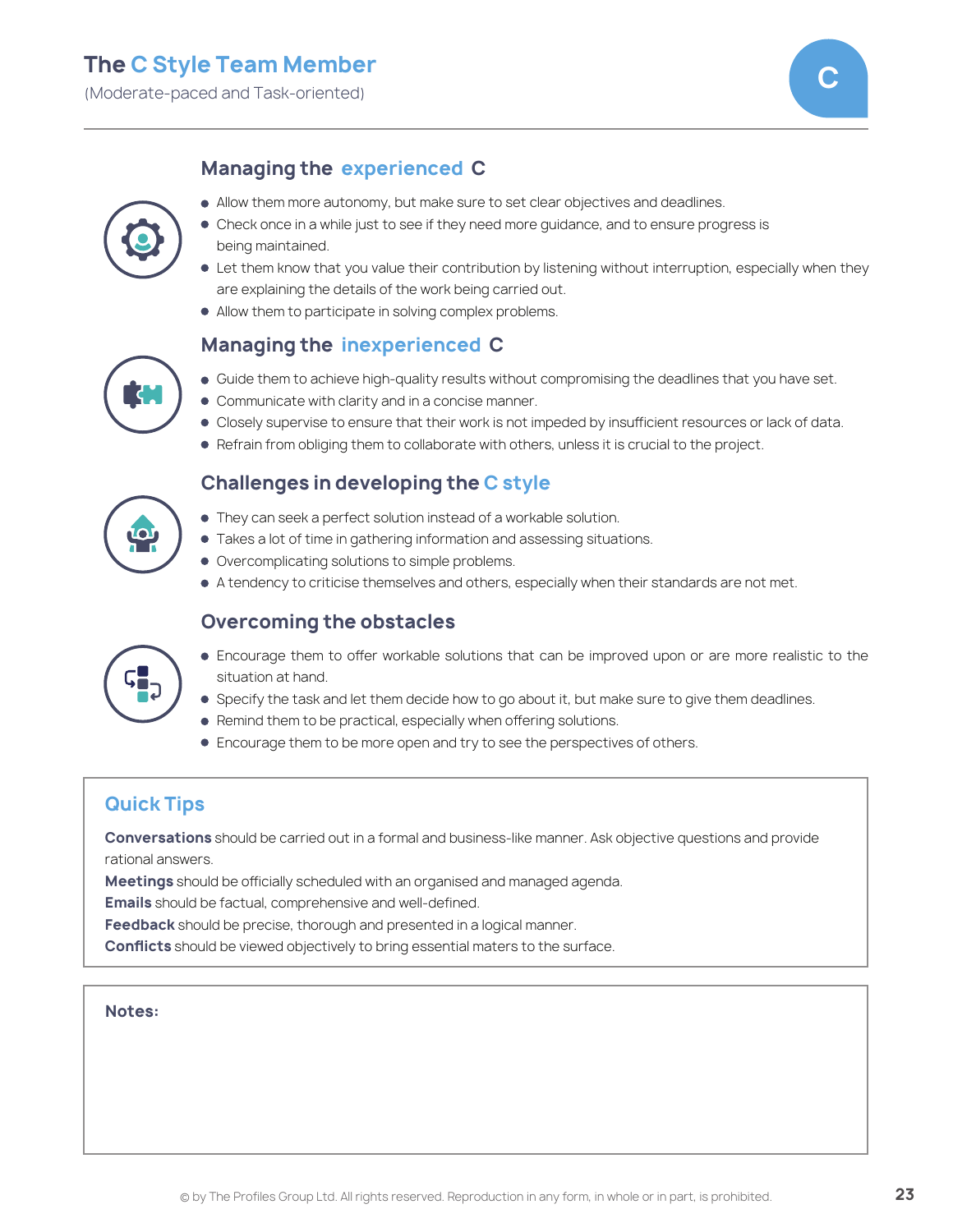# The C Style Team Member

(Moderate-paced and Task-oriented)

## Managing the experienced C

- Allow them more autonomy, but make sure to set clear objectives and deadlines.
- Check once in a while just to see if they need more guidance, and to ensure progress is being maintained.
- Let them know that you value their contribution by listening without interruption, especially when they are explaining the details of the work being carried out.
- Allow them to participate in solving complex problems.

## Managing the inexperienced C

- Guide them to achieve high-quality results without compromising the deadlines that you have set.
- Communicate with clarity and in a concise manner.
- Closely supervise to ensure that their work is not impeded by insufficient resources or lack of data.
- Refrain from obliging them to collaborate with others, unless it is crucial to the project.

## Challenges in developing the C style

- They can seek a perfect solution instead of a workable solution.
- Takes a lot of time in gathering information and assessing situations.
- Overcomplicating solutions to simple problems.
- A tendency to criticise themselves and others, especially when their standards are not met.

## Overcoming the obstacles

- Encourage them to offer workable solutions that can be improved upon or are more realistic to the situation at hand.
- Specify the task and let them decide how to go about it, but make sure to give them deadlines.
- Remind them to be practical, especially when offering solutions.
- Encourage them to be more open and try to see the perspectives of others.

### Quick Tips

**Conversations** should be carried out in a formal and business-like manner. Ask objective questions and provide rational answers.
**Meetings** should be officially scheduled with an organised and managed agenda.
**Emails** should be factual, comprehensive and well-defined.
**Feedback** should be precise, thorough and presented in a logical manner.
**Conflicts** should be viewed objectively to bring essential maters to the surface.

**Notes:**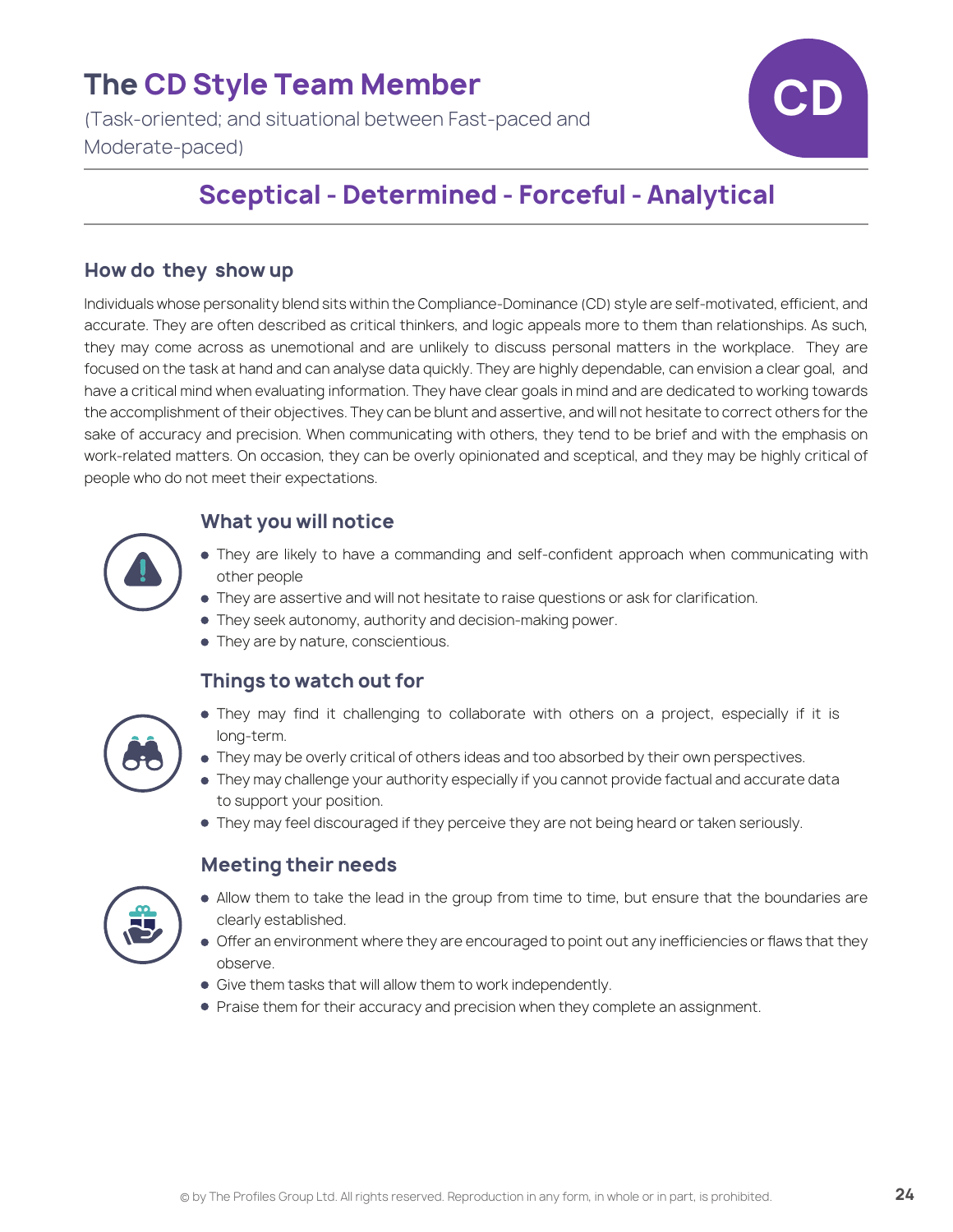# The CD Style Team Member

(Task-oriented; and situational between Fast-paced and Moderate-paced)

CD

## Sceptical - Determined - Forceful - Analytical

### How do they show up

Individuals whose personality blend sits within the Compliance-Dominance (CD) style are self-motivated, efficient, and accurate. They are often described as critical thinkers, and logic appeals more to them than relationships. As such, they may come across as unemotional and are unlikely to discuss personal matters in the workplace. They are focused on the task at hand and can analyse data quickly. They are highly dependable, can envision a clear goal, and have a critical mind when evaluating information. They have clear goals in mind and are dedicated to working towards the accomplishment of their objectives. They can be blunt and assertive, and will not hesitate to correct others for the sake of accuracy and precision. When communicating with others, they tend to be brief and with the emphasis on work-related matters. On occasion, they can be overly opinionated and sceptical, and they may be highly critical of people who do not meet their expectations.

### What you will notice

- They are likely to have a commanding and self-confident approach when communicating with other people
- They are assertive and will not hesitate to raise questions or ask for clarification.
- They seek autonomy, authority and decision-making power.
- They are by nature, conscientious.

### Things to watch out for

- They may find it challenging to collaborate with others on a project, especially if it is long-term.
- They may be overly critical of others ideas and too absorbed by their own perspectives.
- They may challenge your authority especially if you cannot provide factual and accurate data to support your position.
- They may feel discouraged if they perceive they are not being heard or taken seriously.

### Meeting their needs

- Allow them to take the lead in the group from time to time, but ensure that the boundaries are clearly established.
- Offer an environment where they are encouraged to point out any inefficiencies or flaws that they observe.
- Give them tasks that will allow them to work independently.
- Praise them for their accuracy and precision when they complete an assignment.

© by The Profiles Group Ltd. All rights reserved. Reproduction in any form, in whole or in part, is prohibited.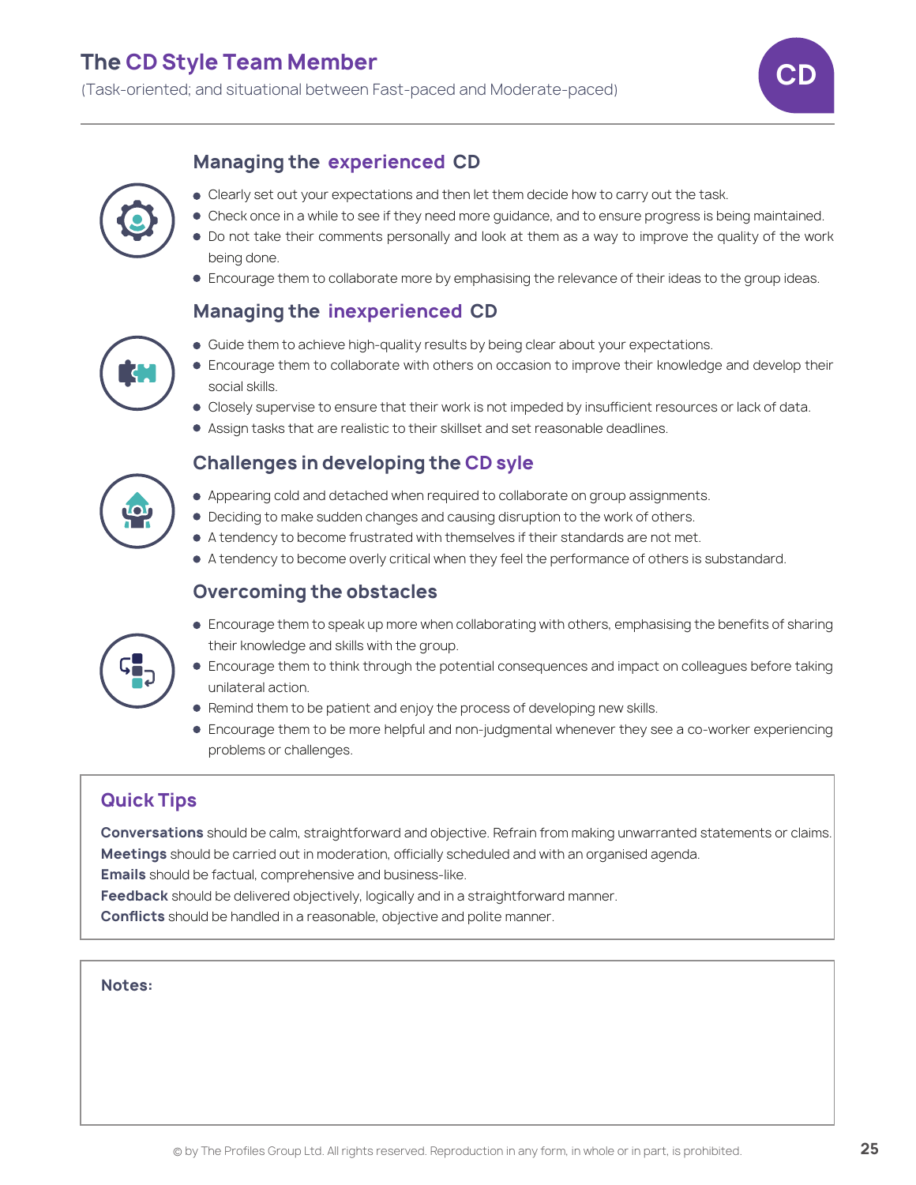# The CD Style Team Member

(Task-oriented; and situational between Fast-paced and Moderate-paced)

CD

## Managing the experienced CD

- Clearly set out your expectations and then let them decide how to carry out the task.
- Check once in a while to see if they need more guidance, and to ensure progress is being maintained.
- Do not take their comments personally and look at them as a way to improve the quality of the work being done.
- Encourage them to collaborate more by emphasising the relevance of their ideas to the group ideas.

## Managing the inexperienced CD

- Guide them to achieve high-quality results by being clear about your expectations.
- Encourage them to collaborate with others on occasion to improve their knowledge and develop their social skills.
- Closely supervise to ensure that their work is not impeded by insufficient resources or lack of data.
- Assign tasks that are realistic to their skillset and set reasonable deadlines.

## Challenges in developing the CD syle

- Appearing cold and detached when required to collaborate on group assignments.
- Deciding to make sudden changes and causing disruption to the work of others.
- A tendency to become frustrated with themselves if their standards are not met.
- A tendency to become overly critical when they feel the performance of others is substandard.

## Overcoming the obstacles

- Encourage them to speak up more when collaborating with others, emphasising the benefits of sharing their knowledge and skills with the group.
- Encourage them to think through the potential consequences and impact on colleagues before taking unilateral action.
- Remind them to be patient and enjoy the process of developing new skills.
- Encourage them to be more helpful and non-judgmental whenever they see a co-worker experiencing problems or challenges.

## Quick Tips

**Conversations** should be calm, straightforward and objective. Refrain from making unwarranted statements or claims.
**Meetings** should be carried out in moderation, officially scheduled and with an organised agenda.
**Emails** should be factual, comprehensive and business-like.
**Feedback** should be delivered objectively, logically and in a straightforward manner.
**Conflicts** should be handled in a reasonable, objective and polite manner.

**Notes:**

© by The Profiles Group Ltd. All rights reserved. Reproduction in any form, in whole or in part, is prohibited.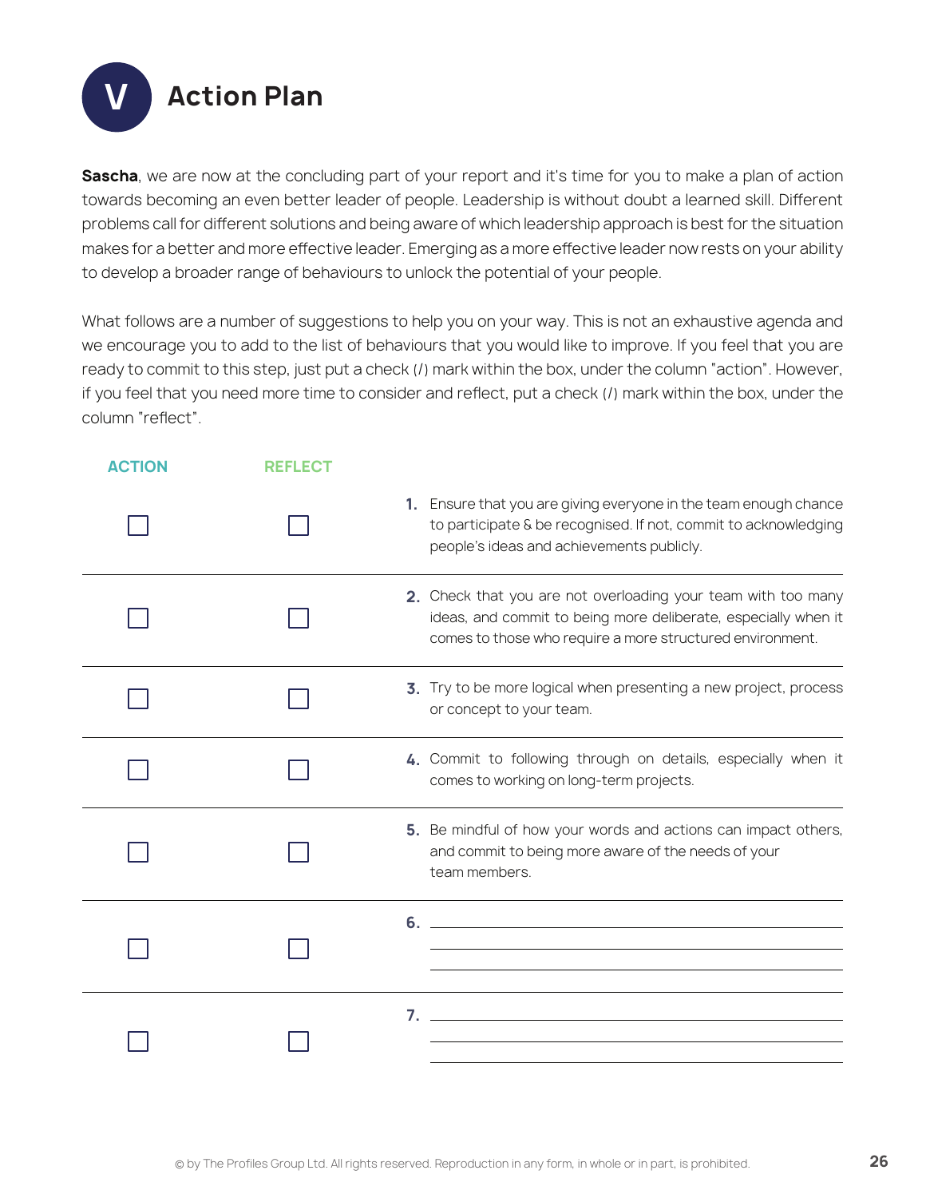# V Action Plan

**Sascha**, we are now at the concluding part of your report and it's time for you to make a plan of action towards becoming an even better leader of people. Leadership is without doubt a learned skill. Different problems call for different solutions and being aware of which leadership approach is best for the situation makes for a better and more effective leader. Emerging as a more effective leader now rests on your ability to develop a broader range of behaviours to unlock the potential of your people.

What follows are a number of suggestions to help you on your way. This is not an exhaustive agenda and we encourage you to add to the list of behaviours that you would like to improve. If you feel that you are ready to commit to this step, just put a check (/) mark within the box, under the column "action". However, if you feel that you need more time to consider and reflect, put a check (/) mark within the box, under the column "reflect".

| ACTION | REFLECT | |
|---|---|---|
| ☐ | ☐ | 1. Ensure that you are giving everyone in the team enough chance to participate & be recognised. If not, commit to acknowledging people's ideas and achievements publicly. |
| ☐ | ☐ | 2. Check that you are not overloading your team with too many ideas, and commit to being more deliberate, especially when it comes to those who require a more structured environment. |
| ☐ | ☐ | 3. Try to be more logical when presenting a new project, process or concept to your team. |
| ☐ | ☐ | 4. Commit to following through on details, especially when it comes to working on long-term projects. |
| ☐ | ☐ | 5. Be mindful of how your words and actions can impact others, and commit to being more aware of the needs of your team members. |
| ☐ | ☐ | 6. ______________________________ |
| ☐ | ☐ | 7. ______________________________ |

© by The Profiles Group Ltd. All rights reserved. Reproduction in any form, in whole or in part, is prohibited.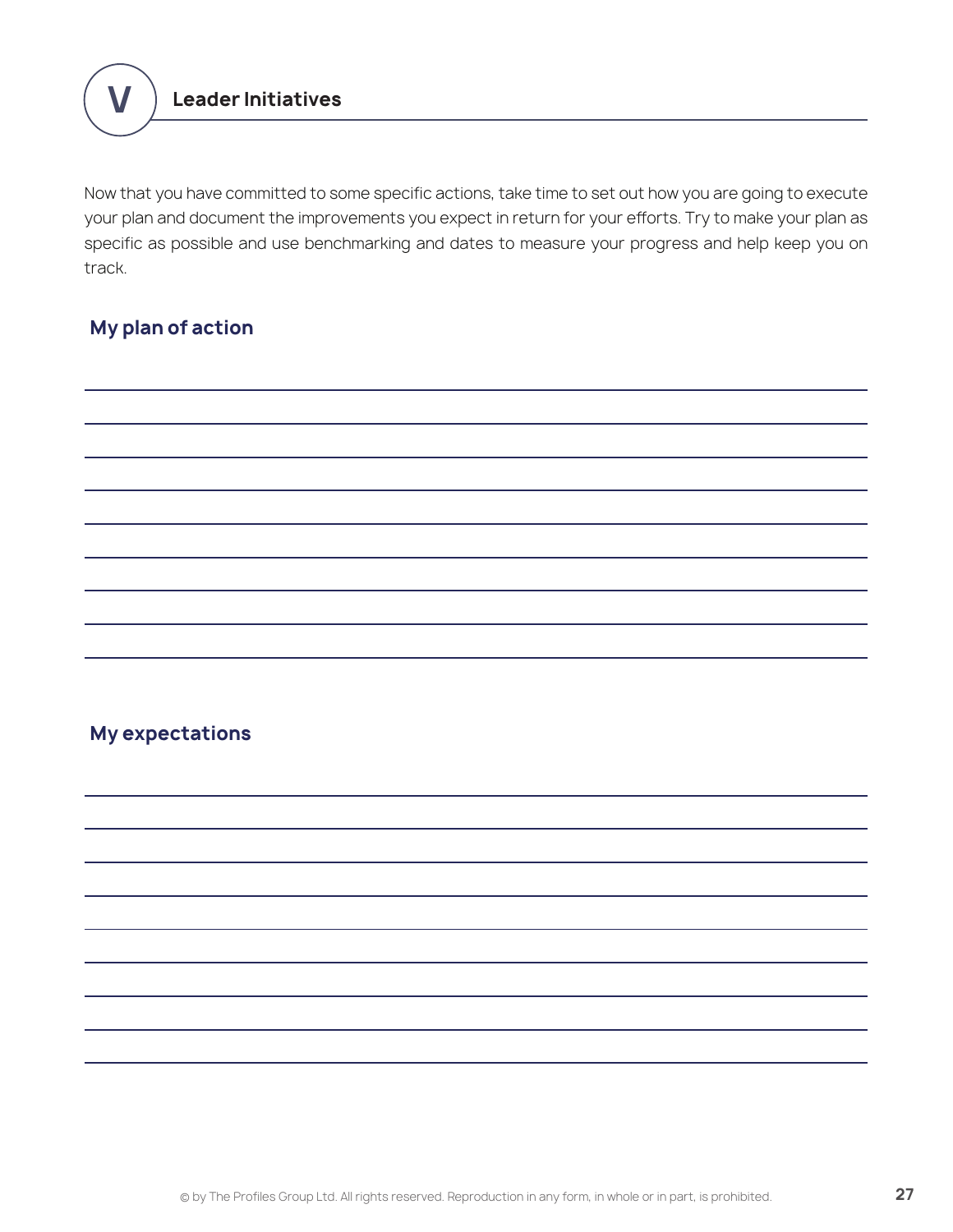## V Leader Initiatives

Now that you have committed to some specific actions, take time to set out how you are going to execute your plan and document the improvements you expect in return for your efforts. Try to make your plan as specific as possible and use benchmarking and dates to measure your progress and help keep you on track.

### My plan of action

### My expectations

© by The Profiles Group Ltd. All rights reserved. Reproduction in any form, in whole or in part, is prohibited.